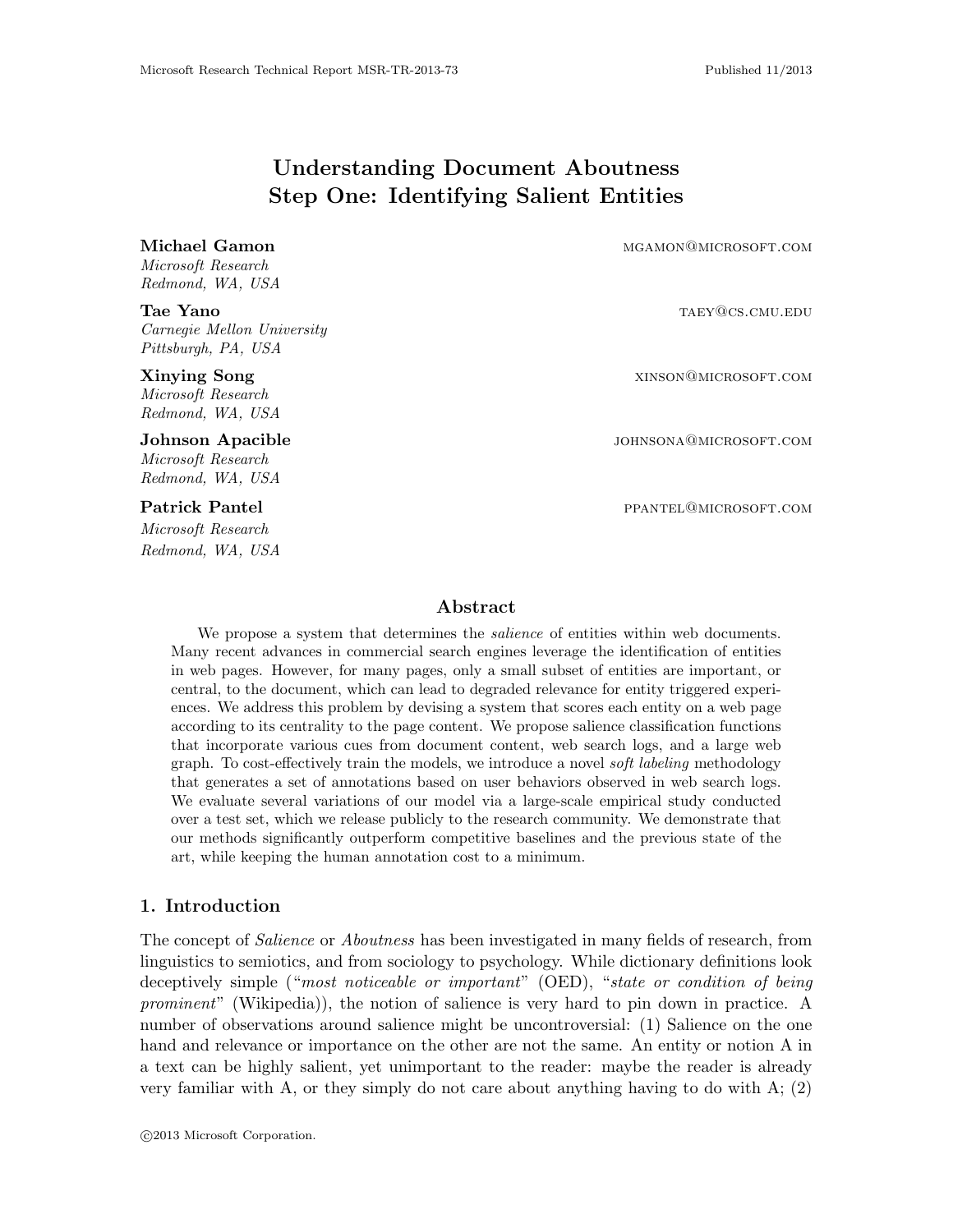# Understanding Document Aboutness Step One: Identifying Salient Entities

**Michael Gamon** MGAMON@MICROSOFT.COM
*Microsoft Research*
*Redmond, WA, USA*

**Tae Yano** TAEY@CS.CMU.EDU
*Carnegie Mellon University*
*Pittsburgh, PA, USA*

**Xinying Song** XINSON@MICROSOFT.COM
*Microsoft Research*
*Redmond, WA, USA*

**Johnson Apacible** JOHNSONA@MICROSOFT.COM
*Microsoft Research*
*Redmond, WA, USA*

**Patrick Pantel** PPANTEL@MICROSOFT.COM
*Microsoft Research*
*Redmond, WA, USA*

## Abstract

We propose a system that determines the *salience* of entities within web documents. Many recent advances in commercial search engines leverage the identification of entities in web pages. However, for many pages, only a small subset of entities are important, or central, to the document, which can lead to degraded relevance for entity triggered experiences. We address this problem by devising a system that scores each entity on a web page according to its centrality to the page content. We propose salience classification functions that incorporate various cues from document content, web search logs, and a large web graph. To cost-effectively train the models, we introduce a novel *soft labeling* methodology that generates a set of annotations based on user behaviors observed in web search logs. We evaluate several variations of our model via a large-scale empirical study conducted over a test set, which we release publicly to the research community. We demonstrate that our methods significantly outperform competitive baselines and the previous state of the art, while keeping the human annotation cost to a minimum.

## 1. Introduction

The concept of *Salience* or *Aboutness* has been investigated in many fields of research, from linguistics to semiotics, and from sociology to psychology. While dictionary definitions look deceptively simple ("*most noticeable or important*" (OED), "*state or condition of being prominent*" (Wikipedia)), the notion of salience is very hard to pin down in practice. A number of observations around salience might be uncontroversial: (1) Salience on the one hand and relevance or importance on the other are not the same. An entity or notion A in a text can be highly salient, yet unimportant to the reader: maybe the reader is already very familiar with A, or they simply do not care about anything having to do with A; (2)

©2013 Microsoft Corporation.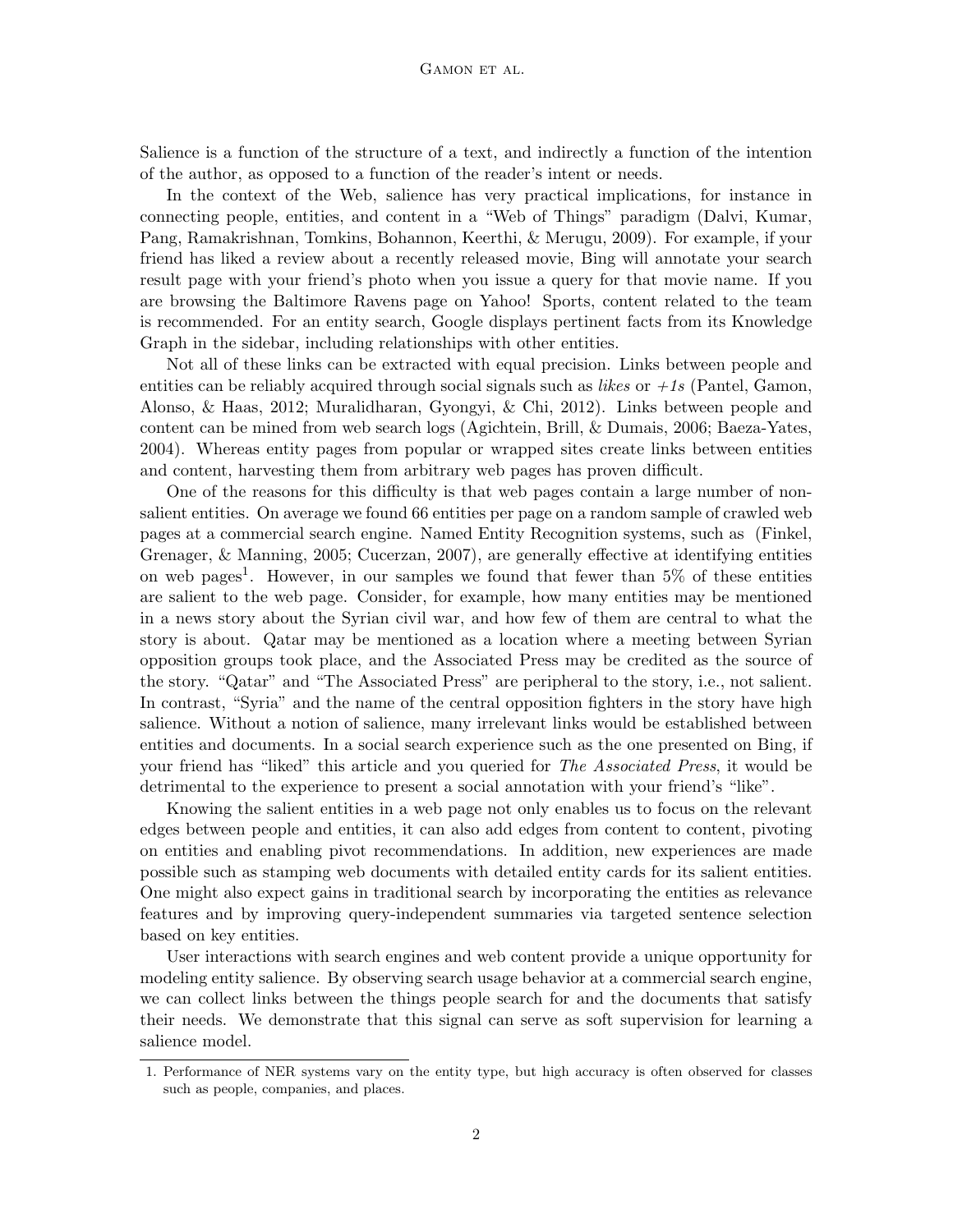Salience is a function of the structure of a text, and indirectly a function of the intention of the author, as opposed to a function of the reader's intent or needs.

In the context of the Web, salience has very practical implications, for instance in connecting people, entities, and content in a "Web of Things" paradigm (Dalvi, Kumar, Pang, Ramakrishnan, Tomkins, Bohannon, Keerthi, & Merugu, 2009). For example, if your friend has liked a review about a recently released movie, Bing will annotate your search result page with your friend's photo when you issue a query for that movie name. If you are browsing the Baltimore Ravens page on Yahoo! Sports, content related to the team is recommended. For an entity search, Google displays pertinent facts from its Knowledge Graph in the sidebar, including relationships with other entities.

Not all of these links can be extracted with equal precision. Links between people and entities can be reliably acquired through social signals such as *likes* or *+1s* (Pantel, Gamon, Alonso, & Haas, 2012; Muralidharan, Gyongyi, & Chi, 2012). Links between people and content can be mined from web search logs (Agichtein, Brill, & Dumais, 2006; Baeza-Yates, 2004). Whereas entity pages from popular or wrapped sites create links between entities and content, harvesting them from arbitrary web pages has proven difficult.

One of the reasons for this difficulty is that web pages contain a large number of non-salient entities. On average we found 66 entities per page on a random sample of crawled web pages at a commercial search engine. Named Entity Recognition systems, such as (Finkel, Grenager, & Manning, 2005; Cucerzan, 2007), are generally effective at identifying entities on web pages[1]. However, in our samples we found that fewer than 5% of these entities are salient to the web page. Consider, for example, how many entities may be mentioned in a news story about the Syrian civil war, and how few of them are central to what the story is about. Qatar may be mentioned as a location where a meeting between Syrian opposition groups took place, and the Associated Press may be credited as the source of the story. "Qatar" and "The Associated Press" are peripheral to the story, i.e., not salient. In contrast, "Syria" and the name of the central opposition fighters in the story have high salience. Without a notion of salience, many irrelevant links would be established between entities and documents. In a social search experience such as the one presented on Bing, if your friend has "liked" this article and you queried for *The Associated Press*, it would be detrimental to the experience to present a social annotation with your friend's "like".

Knowing the salient entities in a web page not only enables us to focus on the relevant edges between people and entities, it can also add edges from content to content, pivoting on entities and enabling pivot recommendations. In addition, new experiences are made possible such as stamping web documents with detailed entity cards for its salient entities. One might also expect gains in traditional search by incorporating the entities as relevance features and by improving query-independent summaries via targeted sentence selection based on key entities.

User interactions with search engines and web content provide a unique opportunity for modeling entity salience. By observing search usage behavior at a commercial search engine, we can collect links between the things people search for and the documents that satisfy their needs. We demonstrate that this signal can serve as soft supervision for learning a salience model.

1. Performance of NER systems vary on the entity type, but high accuracy is often observed for classes such as people, companies, and places.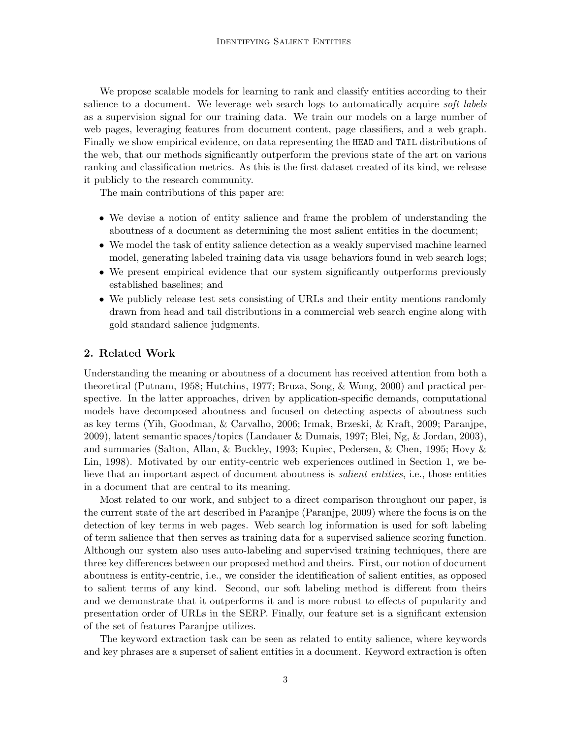We propose scalable models for learning to rank and classify entities according to their salience to a document. We leverage web search logs to automatically acquire *soft labels* as a supervision signal for our training data. We train our models on a large number of web pages, leveraging features from document content, page classifiers, and a web graph. Finally we show empirical evidence, on data representing the `HEAD` and `TAIL` distributions of the web, that our methods significantly outperform the previous state of the art on various ranking and classification metrics. As this is the first dataset created of its kind, we release it publicly to the research community.

The main contributions of this paper are:

- We devise a notion of entity salience and frame the problem of understanding the aboutness of a document as determining the most salient entities in the document;
- We model the task of entity salience detection as a weakly supervised machine learned model, generating labeled training data via usage behaviors found in web search logs;
- We present empirical evidence that our system significantly outperforms previously established baselines; and
- We publicly release test sets consisting of URLs and their entity mentions randomly drawn from head and tail distributions in a commercial web search engine along with gold standard salience judgments.

## 2. Related Work

Understanding the meaning or aboutness of a document has received attention from both a theoretical (Putnam, 1958; Hutchins, 1977; Bruza, Song, & Wong, 2000) and practical perspective. In the latter approaches, driven by application-specific demands, computational models have decomposed aboutness and focused on detecting aspects of aboutness such as key terms (Yih, Goodman, & Carvalho, 2006; Irmak, Brzeski, & Kraft, 2009; Paranjpe, 2009), latent semantic spaces/topics (Landauer & Dumais, 1997; Blei, Ng, & Jordan, 2003), and summaries (Salton, Allan, & Buckley, 1993; Kupiec, Pedersen, & Chen, 1995; Hovy & Lin, 1998). Motivated by our entity-centric web experiences outlined in Section 1, we believe that an important aspect of document aboutness is *salient entities*, i.e., those entities in a document that are central to its meaning.

Most related to our work, and subject to a direct comparison throughout our paper, is the current state of the art described in Paranjpe (Paranjpe, 2009) where the focus is on the detection of key terms in web pages. Web search log information is used for soft labeling of term salience that then serves as training data for a supervised salience scoring function. Although our system also uses auto-labeling and supervised training techniques, there are three key differences between our proposed method and theirs. First, our notion of document aboutness is entity-centric, i.e., we consider the identification of salient entities, as opposed to salient terms of any kind. Second, our soft labeling method is different from theirs and we demonstrate that it outperforms it and is more robust to effects of popularity and presentation order of URLs in the SERP. Finally, our feature set is a significant extension of the set of features Paranjpe utilizes.

The keyword extraction task can be seen as related to entity salience, where keywords and key phrases are a superset of salient entities in a document. Keyword extraction is often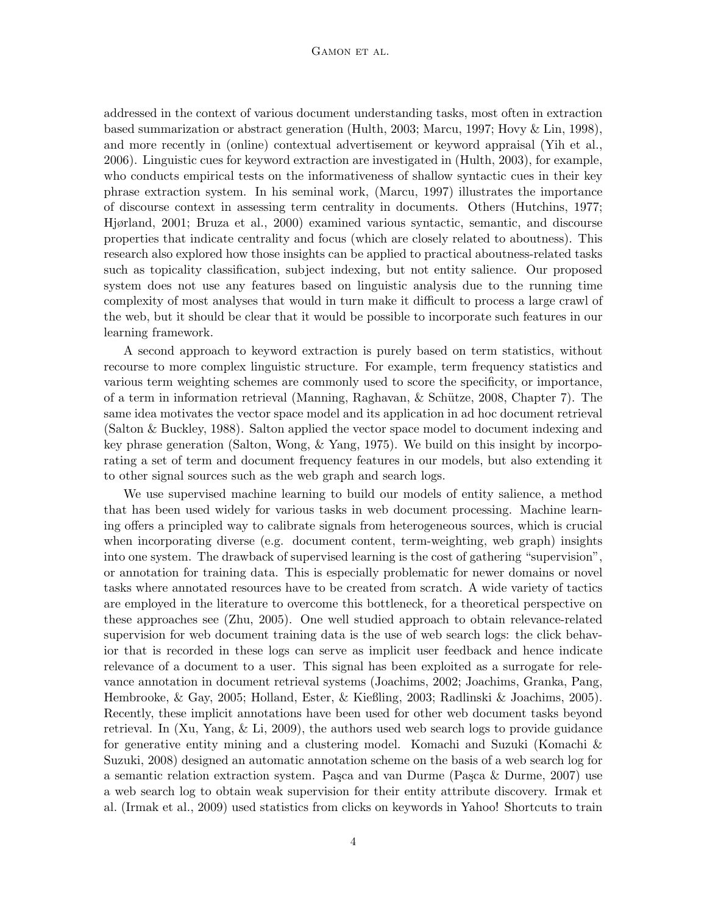addressed in the context of various document understanding tasks, most often in extraction based summarization or abstract generation (Hulth, 2003; Marcu, 1997; Hovy & Lin, 1998), and more recently in (online) contextual advertisement or keyword appraisal (Yih et al., 2006). Linguistic cues for keyword extraction are investigated in (Hulth, 2003), for example, who conducts empirical tests on the informativeness of shallow syntactic cues in their key phrase extraction system. In his seminal work, (Marcu, 1997) illustrates the importance of discourse context in assessing term centrality in documents. Others (Hutchins, 1977; Hjørland, 2001; Bruza et al., 2000) examined various syntactic, semantic, and discourse properties that indicate centrality and focus (which are closely related to aboutness). This research also explored how those insights can be applied to practical aboutness-related tasks such as topicality classification, subject indexing, but not entity salience. Our proposed system does not use any features based on linguistic analysis due to the running time complexity of most analyses that would in turn make it difficult to process a large crawl of the web, but it should be clear that it would be possible to incorporate such features in our learning framework.

A second approach to keyword extraction is purely based on term statistics, without recourse to more complex linguistic structure. For example, term frequency statistics and various term weighting schemes are commonly used to score the specificity, or importance, of a term in information retrieval (Manning, Raghavan, & Schütze, 2008, Chapter 7). The same idea motivates the vector space model and its application in ad hoc document retrieval (Salton & Buckley, 1988). Salton applied the vector space model to document indexing and key phrase generation (Salton, Wong, & Yang, 1975). We build on this insight by incorporating a set of term and document frequency features in our models, but also extending it to other signal sources such as the web graph and search logs.

We use supervised machine learning to build our models of entity salience, a method that has been used widely for various tasks in web document processing. Machine learning offers a principled way to calibrate signals from heterogeneous sources, which is crucial when incorporating diverse (e.g. document content, term-weighting, web graph) insights into one system. The drawback of supervised learning is the cost of gathering "supervision", or annotation for training data. This is especially problematic for newer domains or novel tasks where annotated resources have to be created from scratch. A wide variety of tactics are employed in the literature to overcome this bottleneck, for a theoretical perspective on these approaches see (Zhu, 2005). One well studied approach to obtain relevance-related supervision for web document training data is the use of web search logs: the click behavior that is recorded in these logs can serve as implicit user feedback and hence indicate relevance of a document to a user. This signal has been exploited as a surrogate for relevance annotation in document retrieval systems (Joachims, 2002; Joachims, Granka, Pang, Hembrooke, & Gay, 2005; Holland, Ester, & Kießling, 2003; Radlinski & Joachims, 2005). Recently, these implicit annotations have been used for other web document tasks beyond retrieval. In (Xu, Yang, & Li, 2009), the authors used web search logs to provide guidance for generative entity mining and a clustering model. Komachi and Suzuki (Komachi & Suzuki, 2008) designed an automatic annotation scheme on the basis of a web search log for a semantic relation extraction system. Paşca and van Durme (Paşca & Durme, 2007) use a web search log to obtain weak supervision for their entity attribute discovery. Irmak et al. (Irmak et al., 2009) used statistics from clicks on keywords in Yahoo! Shortcuts to train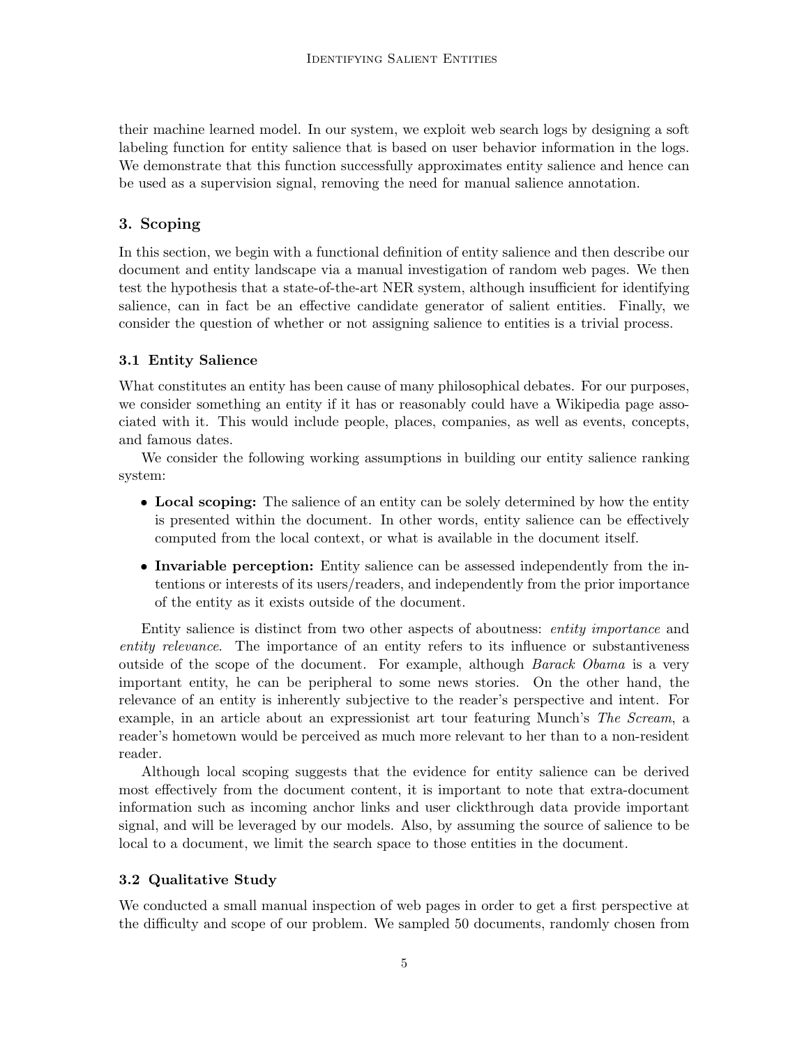their machine learned model. In our system, we exploit web search logs by designing a soft labeling function for entity salience that is based on user behavior information in the logs. We demonstrate that this function successfully approximates entity salience and hence can be used as a supervision signal, removing the need for manual salience annotation.

## 3. Scoping

In this section, we begin with a functional definition of entity salience and then describe our document and entity landscape via a manual investigation of random web pages. We then test the hypothesis that a state-of-the-art NER system, although insufficient for identifying salience, can in fact be an effective candidate generator of salient entities. Finally, we consider the question of whether or not assigning salience to entities is a trivial process.

### 3.1 Entity Salience

What constitutes an entity has been cause of many philosophical debates. For our purposes, we consider something an entity if it has or reasonably could have a Wikipedia page associated with it. This would include people, places, companies, as well as events, concepts, and famous dates.

We consider the following working assumptions in building our entity salience ranking system:

- **Local scoping:** The salience of an entity can be solely determined by how the entity is presented within the document. In other words, entity salience can be effectively computed from the local context, or what is available in the document itself.
- **Invariable perception:** Entity salience can be assessed independently from the intentions or interests of its users/readers, and independently from the prior importance of the entity as it exists outside of the document.

Entity salience is distinct from two other aspects of aboutness: *entity importance* and *entity relevance*. The importance of an entity refers to its influence or substantiveness outside of the scope of the document. For example, although *Barack Obama* is a very important entity, he can be peripheral to some news stories. On the other hand, the relevance of an entity is inherently subjective to the reader's perspective and intent. For example, in an article about an expressionist art tour featuring Munch's *The Scream*, a reader's hometown would be perceived as much more relevant to her than to a non-resident reader.

Although local scoping suggests that the evidence for entity salience can be derived most effectively from the document content, it is important to note that extra-document information such as incoming anchor links and user clickthrough data provide important signal, and will be leveraged by our models. Also, by assuming the source of salience to be local to a document, we limit the search space to those entities in the document.

### 3.2 Qualitative Study

We conducted a small manual inspection of web pages in order to get a first perspective at the difficulty and scope of our problem. We sampled 50 documents, randomly chosen from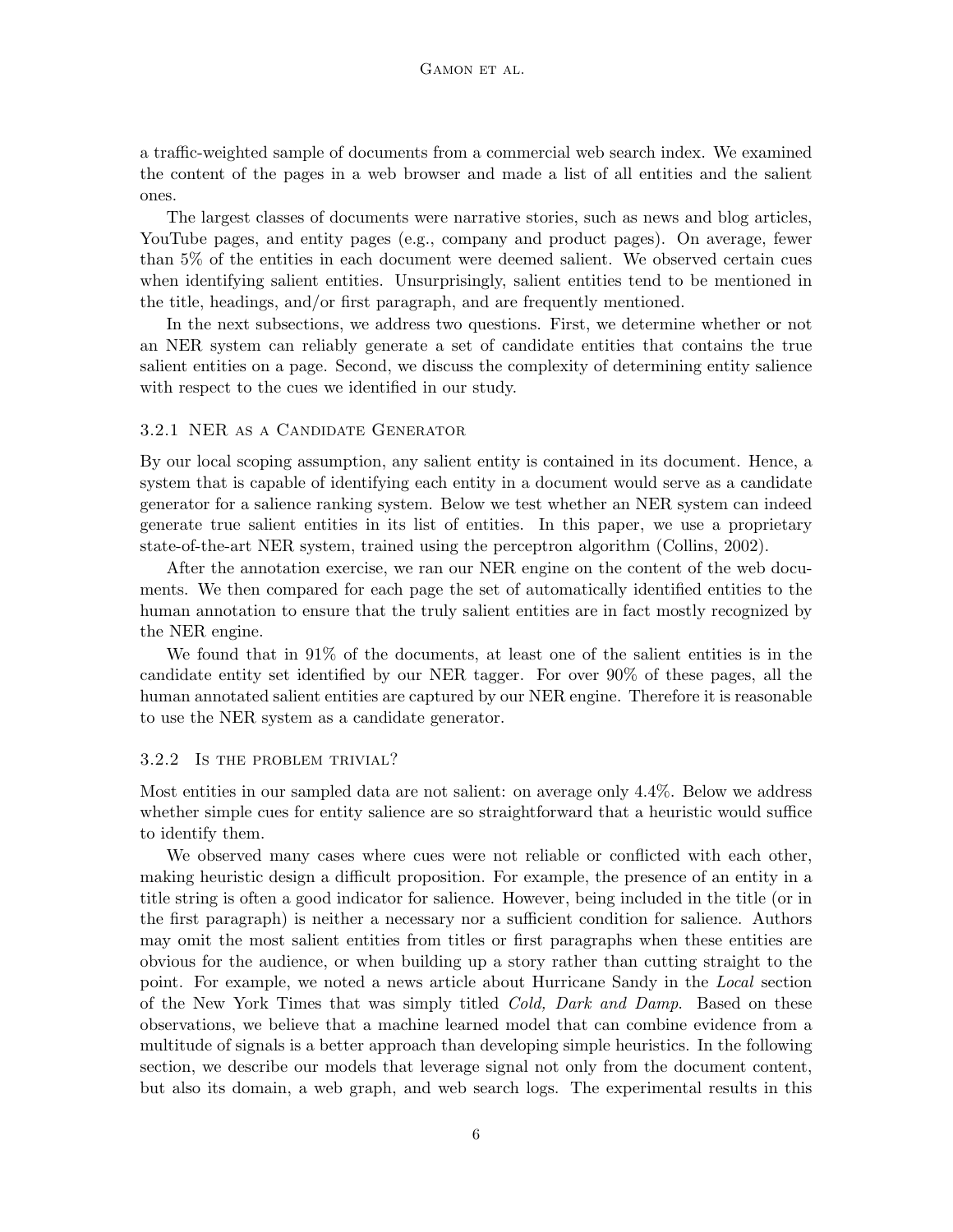a traffic-weighted sample of documents from a commercial web search index. We examined the content of the pages in a web browser and made a list of all entities and the salient ones.

The largest classes of documents were narrative stories, such as news and blog articles, YouTube pages, and entity pages (e.g., company and product pages). On average, fewer than 5% of the entities in each document were deemed salient. We observed certain cues when identifying salient entities. Unsurprisingly, salient entities tend to be mentioned in the title, headings, and/or first paragraph, and are frequently mentioned.

In the next subsections, we address two questions. First, we determine whether or not an NER system can reliably generate a set of candidate entities that contains the true salient entities on a page. Second, we discuss the complexity of determining entity salience with respect to the cues we identified in our study.

### 3.2.1 NER as a Candidate Generator

By our local scoping assumption, any salient entity is contained in its document. Hence, a system that is capable of identifying each entity in a document would serve as a candidate generator for a salience ranking system. Below we test whether an NER system can indeed generate true salient entities in its list of entities. In this paper, we use a proprietary state-of-the-art NER system, trained using the perceptron algorithm (Collins, 2002).

After the annotation exercise, we ran our NER engine on the content of the web documents. We then compared for each page the set of automatically identified entities to the human annotation to ensure that the truly salient entities are in fact mostly recognized by the NER engine.

We found that in 91% of the documents, at least one of the salient entities is in the candidate entity set identified by our NER tagger. For over 90% of these pages, all the human annotated salient entities are captured by our NER engine. Therefore it is reasonable to use the NER system as a candidate generator.

### 3.2.2 Is the problem trivial?

Most entities in our sampled data are not salient: on average only 4.4%. Below we address whether simple cues for entity salience are so straightforward that a heuristic would suffice to identify them.

We observed many cases where cues were not reliable or conflicted with each other, making heuristic design a difficult proposition. For example, the presence of an entity in a title string is often a good indicator for salience. However, being included in the title (or in the first paragraph) is neither a necessary nor a sufficient condition for salience. Authors may omit the most salient entities from titles or first paragraphs when these entities are obvious for the audience, or when building up a story rather than cutting straight to the point. For example, we noted a news article about Hurricane Sandy in the *Local* section of the New York Times that was simply titled *Cold, Dark and Damp*. Based on these observations, we believe that a machine learned model that can combine evidence from a multitude of signals is a better approach than developing simple heuristics. In the following section, we describe our models that leverage signal not only from the document content, but also its domain, a web graph, and web search logs. The experimental results in this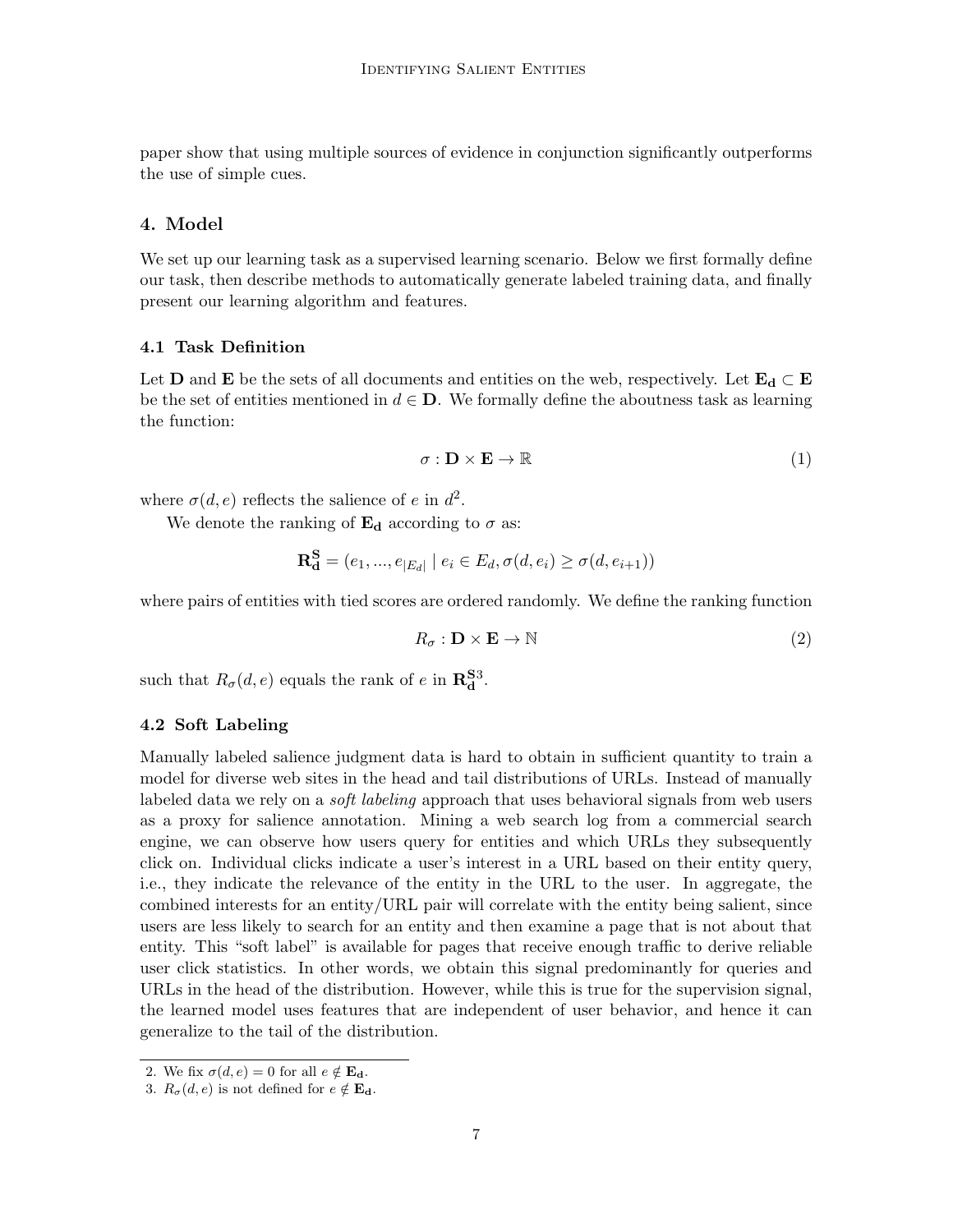paper show that using multiple sources of evidence in conjunction significantly outperforms the use of simple cues.

## 4. Model

We set up our learning task as a supervised learning scenario. Below we first formally define our task, then describe methods to automatically generate labeled training data, and finally present our learning algorithm and features.

### 4.1 Task Definition

Let $\mathbf{D}$ and $\mathbf{E}$ be the sets of all documents and entities on the web, respectively. Let $\mathbf{E_d} \subset \mathbf{E}$ be the set of entities mentioned in $d \in \mathbf{D}$. We formally define the aboutness task as learning the function:

$$\sigma : \mathbf{D} \times \mathbf{E} \rightarrow \mathbb{R} \tag{1}$$

where $\sigma(d, e)$ reflects the salience of $e$ in $d$[2].

We denote the ranking of $\mathbf{E_d}$ according to $\sigma$ as:

$$\mathbf{R_d^S} = (e_1, ..., e_{|E_d|} \mid e_i \in E_d, \sigma(d, e_i) \geq \sigma(d, e_{i+1}))$$

where pairs of entities with tied scores are ordered randomly. We define the ranking function

$$R_\sigma : \mathbf{D} \times \mathbf{E} \rightarrow \mathbb{N} \tag{2}$$

such that $R_\sigma(d, e)$ equals the rank of $e$ in $\mathbf{R_d^S}$[3].

### 4.2 Soft Labeling

Manually labeled salience judgment data is hard to obtain in sufficient quantity to train a model for diverse web sites in the head and tail distributions of URLs. Instead of manually labeled data we rely on a *soft labeling* approach that uses behavioral signals from web users as a proxy for salience annotation. Mining a web search log from a commercial search engine, we can observe how users query for entities and which URLs they subsequently click on. Individual clicks indicate a user's interest in a URL based on their entity query, i.e., they indicate the relevance of the entity in the URL to the user. In aggregate, the combined interests for an entity/URL pair will correlate with the entity being salient, since users are less likely to search for an entity and then examine a page that is not about that entity. This "soft label" is available for pages that receive enough traffic to derive reliable user click statistics. In other words, we obtain this signal predominantly for queries and URLs in the head of the distribution. However, while this is true for the supervision signal, the learned model uses features that are independent of user behavior, and hence it can generalize to the tail of the distribution.

---

2. We fix $\sigma(d, e) = 0$ for all $e \notin \mathbf{E_d}$.

3. $R_\sigma(d, e)$ is not defined for $e \notin \mathbf{E_d}$.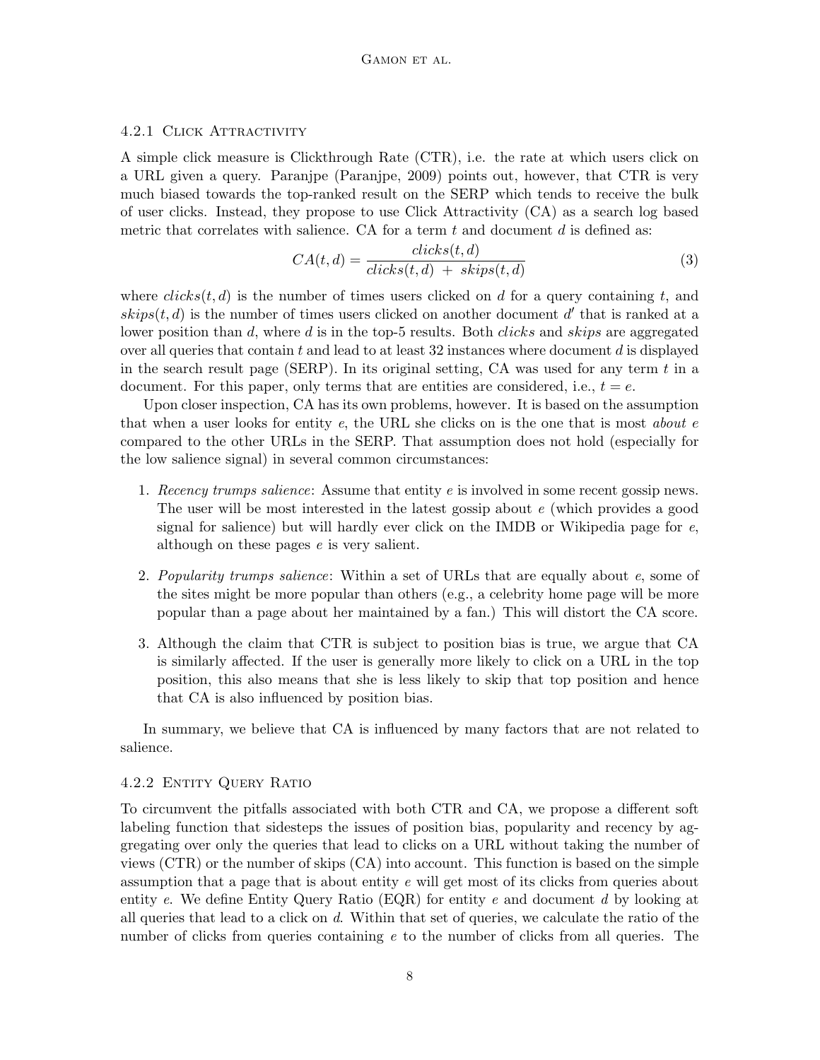#### 4.2.1 Click Attractivity

A simple click measure is Clickthrough Rate (CTR), i.e. the rate at which users click on a URL given a query. Paranjpe (Paranjpe, 2009) points out, however, that CTR is very much biased towards the top-ranked result on the SERP which tends to receive the bulk of user clicks. Instead, they propose to use Click Attractivity (CA) as a search log based metric that correlates with salience. CA for a term $t$ and document $d$ is defined as:

$$CA(t,d) = \frac{clicks(t,d)}{clicks(t,d) \; + \; skips(t,d)} \tag{3}$$

where $clicks(t,d)$ is the number of times users clicked on $d$ for a query containing $t$, and $skips(t,d)$ is the number of times users clicked on another document $d'$ that is ranked at a lower position than $d$, where $d$ is in the top-5 results. Both *clicks* and *skips* are aggregated over all queries that contain $t$ and lead to at least 32 instances where document $d$ is displayed in the search result page (SERP). In its original setting, CA was used for any term $t$ in a document. For this paper, only terms that are entities are considered, i.e., $t = e$.

Upon closer inspection, CA has its own problems, however. It is based on the assumption that when a user looks for entity $e$, the URL she clicks on is the one that is most *about* $e$ compared to the other URLs in the SERP. That assumption does not hold (especially for the low salience signal) in several common circumstances:

1. *Recency trumps salience*: Assume that entity $e$ is involved in some recent gossip news. The user will be most interested in the latest gossip about $e$ (which provides a good signal for salience) but will hardly ever click on the IMDB or Wikipedia page for $e$, although on these pages $e$ is very salient.
2. *Popularity trumps salience*: Within a set of URLs that are equally about $e$, some of the sites might be more popular than others (e.g., a celebrity home page will be more popular than a page about her maintained by a fan.) This will distort the CA score.
3. Although the claim that CTR is subject to position bias is true, we argue that CA is similarly affected. If the user is generally more likely to click on a URL in the top position, this also means that she is less likely to skip that top position and hence that CA is also influenced by position bias.

In summary, we believe that CA is influenced by many factors that are not related to salience.

#### 4.2.2 Entity Query Ratio

To circumvent the pitfalls associated with both CTR and CA, we propose a different soft labeling function that sidesteps the issues of position bias, popularity and recency by aggregating over only the queries that lead to clicks on a URL without taking the number of views (CTR) or the number of skips (CA) into account. This function is based on the simple assumption that a page that is about entity $e$ will get most of its clicks from queries about entity $e$. We define Entity Query Ratio (EQR) for entity $e$ and document $d$ by looking at all queries that lead to a click on $d$. Within that set of queries, we calculate the ratio of the number of clicks from queries containing $e$ to the number of clicks from all queries. The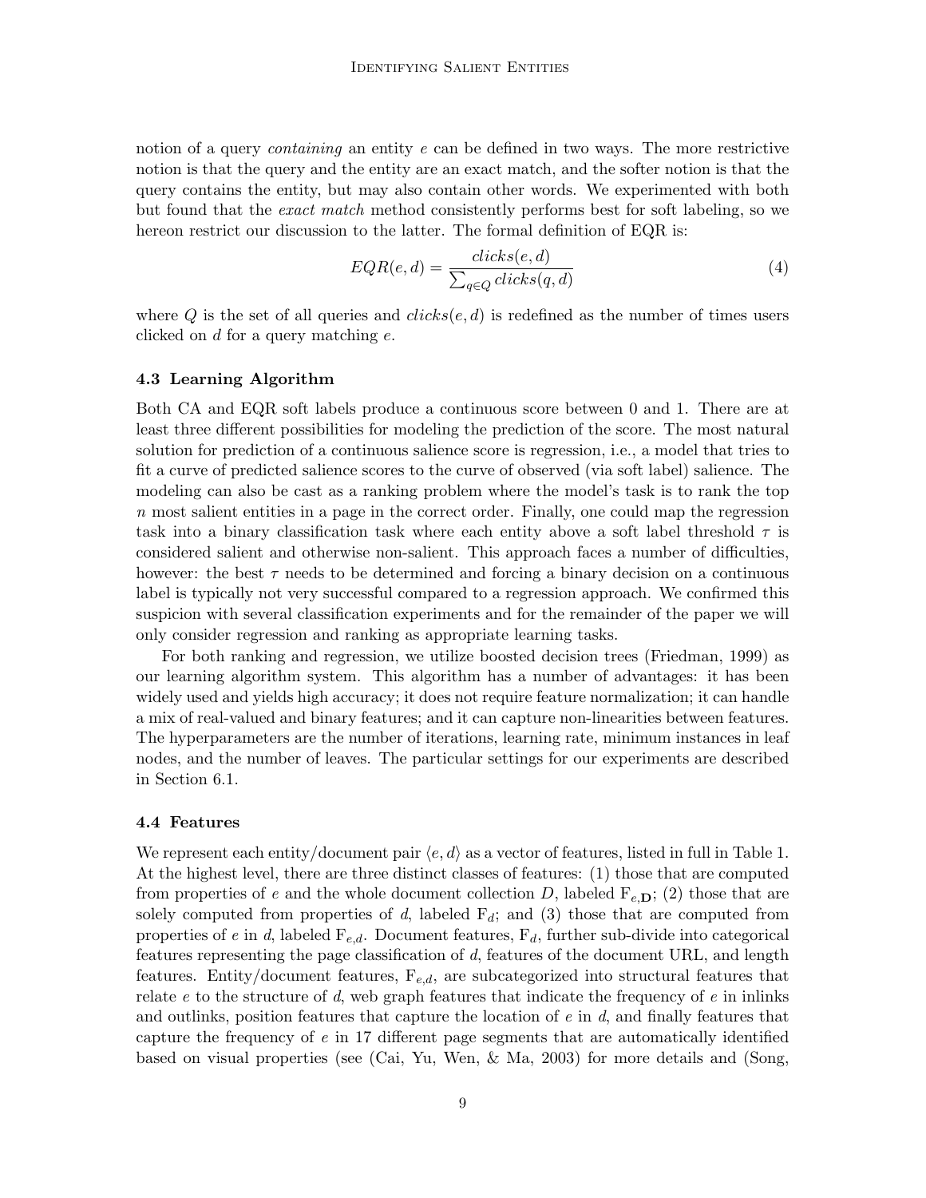notion of a query *containing* an entity $e$ can be defined in two ways. The more restrictive notion is that the query and the entity are an exact match, and the softer notion is that the query contains the entity, but may also contain other words. We experimented with both but found that the *exact match* method consistently performs best for soft labeling, so we hereon restrict our discussion to the latter. The formal definition of EQR is:

$$EQR(e, d) = \frac{clicks(e, d)}{\sum_{q \in Q} clicks(q, d)} \tag{4}$$

where $Q$ is the set of all queries and $clicks(e, d)$ is redefined as the number of times users clicked on $d$ for a query matching $e$.

### 4.3 Learning Algorithm

Both CA and EQR soft labels produce a continuous score between 0 and 1. There are at least three different possibilities for modeling the prediction of the score. The most natural solution for prediction of a continuous salience score is regression, i.e., a model that tries to fit a curve of predicted salience scores to the curve of observed (via soft label) salience. The modeling can also be cast as a ranking problem where the model's task is to rank the top $n$ most salient entities in a page in the correct order. Finally, one could map the regression task into a binary classification task where each entity above a soft label threshold $\tau$ is considered salient and otherwise non-salient. This approach faces a number of difficulties, however: the best $\tau$ needs to be determined and forcing a binary decision on a continuous label is typically not very successful compared to a regression approach. We confirmed this suspicion with several classification experiments and for the remainder of the paper we will only consider regression and ranking as appropriate learning tasks.

For both ranking and regression, we utilize boosted decision trees (Friedman, 1999) as our learning algorithm system. This algorithm has a number of advantages: it has been widely used and yields high accuracy; it does not require feature normalization; it can handle a mix of real-valued and binary features; and it can capture non-linearities between features. The hyperparameters are the number of iterations, learning rate, minimum instances in leaf nodes, and the number of leaves. The particular settings for our experiments are described in Section 6.1.

### 4.4 Features

We represent each entity/document pair $\langle e, d \rangle$ as a vector of features, listed in full in Table 1. At the highest level, there are three distinct classes of features: (1) those that are computed from properties of $e$ and the whole document collection $D$, labeled $\mathrm{F}_{e,\mathbf{D}}$; (2) those that are solely computed from properties of $d$, labeled $\mathrm{F}_d$; and (3) those that are computed from properties of $e$ in $d$, labeled $\mathrm{F}_{e,d}$. Document features, $\mathrm{F}_d$, further sub-divide into categorical features representing the page classification of $d$, features of the document URL, and length features. Entity/document features, $\mathrm{F}_{e,d}$, are subcategorized into structural features that relate $e$ to the structure of $d$, web graph features that indicate the frequency of $e$ in inlinks and outlinks, position features that capture the location of $e$ in $d$, and finally features that capture the frequency of $e$ in 17 different page segments that are automatically identified based on visual properties (see (Cai, Yu, Wen, & Ma, 2003) for more details and (Song,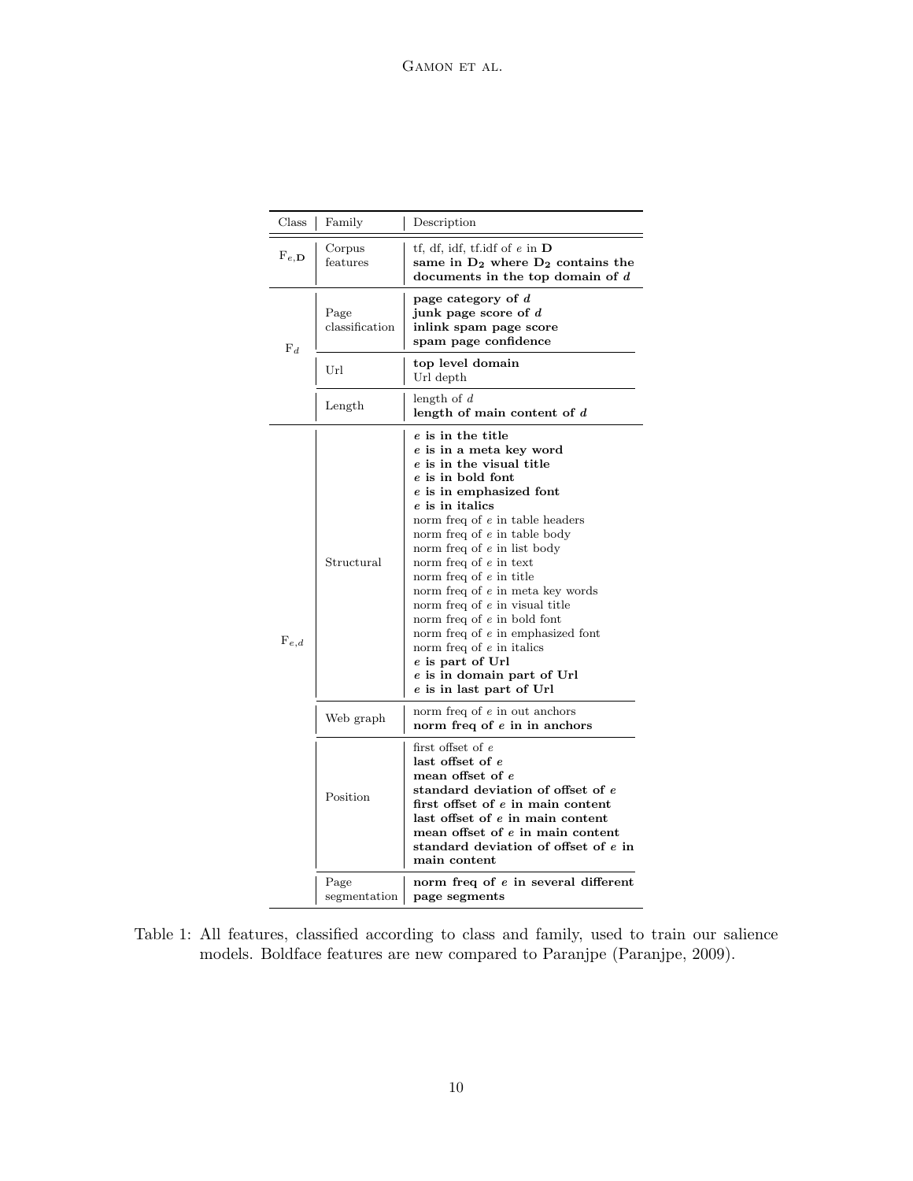| Class | Family | Description |
|---|---|---|
| $F_{e,\mathbf{D}}$ | Corpus features | tf, df, idf, tf.idf of $e$ in $\mathbf{D}$ |
| | | **same in $\mathbf{D_2}$ where $\mathbf{D_2}$ contains the documents in the top domain of $d$** |
| $F_d$ | Page classification | **page category of $d$** |
| | | **junk page score of $d$** |
| | | **inlink spam page score** |
| | | **spam page confidence** |
| | Url | **top level domain** |
| | | Url depth |
| | Length | length of $d$ |
| | | **length of main content of $d$** |
| $F_{e,d}$ | Structural | **$e$ is in the title** |
| | | **$e$ is in a meta key word** |
| | | **$e$ is in the visual title** |
| | | **$e$ is in bold font** |
| | | **$e$ is in emphasized font** |
| | | **$e$ is in italics** |
| | | norm freq of $e$ in table headers |
| | | norm freq of $e$ in table body |
| | | norm freq of $e$ in list body |
| | | norm freq of $e$ in text |
| | | norm freq of $e$ in title |
| | | norm freq of $e$ in meta key words |
| | | norm freq of $e$ in visual title |
| | | norm freq of $e$ in bold font |
| | | norm freq of $e$ in emphasized font |
| | | norm freq of $e$ in italics |
| | | **$e$ is part of Url** |
| | | **$e$ is in domain part of Url** |
| | | **$e$ is in last part of Url** |
| | Web graph | norm freq of $e$ in out anchors |
| | | **norm freq of $e$ in in anchors** |
| | Position | first offset of $e$ |
| | | **last offset of $e$** |
| | | **mean offset of $e$** |
| | | **standard deviation of offset of $e$** |
| | | **first offset of $e$ in main content** |
| | | **last offset of $e$ in main content** |
| | | **mean offset of $e$ in main content** |
| | | **standard deviation of offset of $e$ in main content** |
| | Page segmentation | **norm freq of $e$ in several different page segments** |

Table 1: All features, classified according to class and family, used to train our salience models. Boldface features are new compared to Paranjpe (Paranjpe, 2009).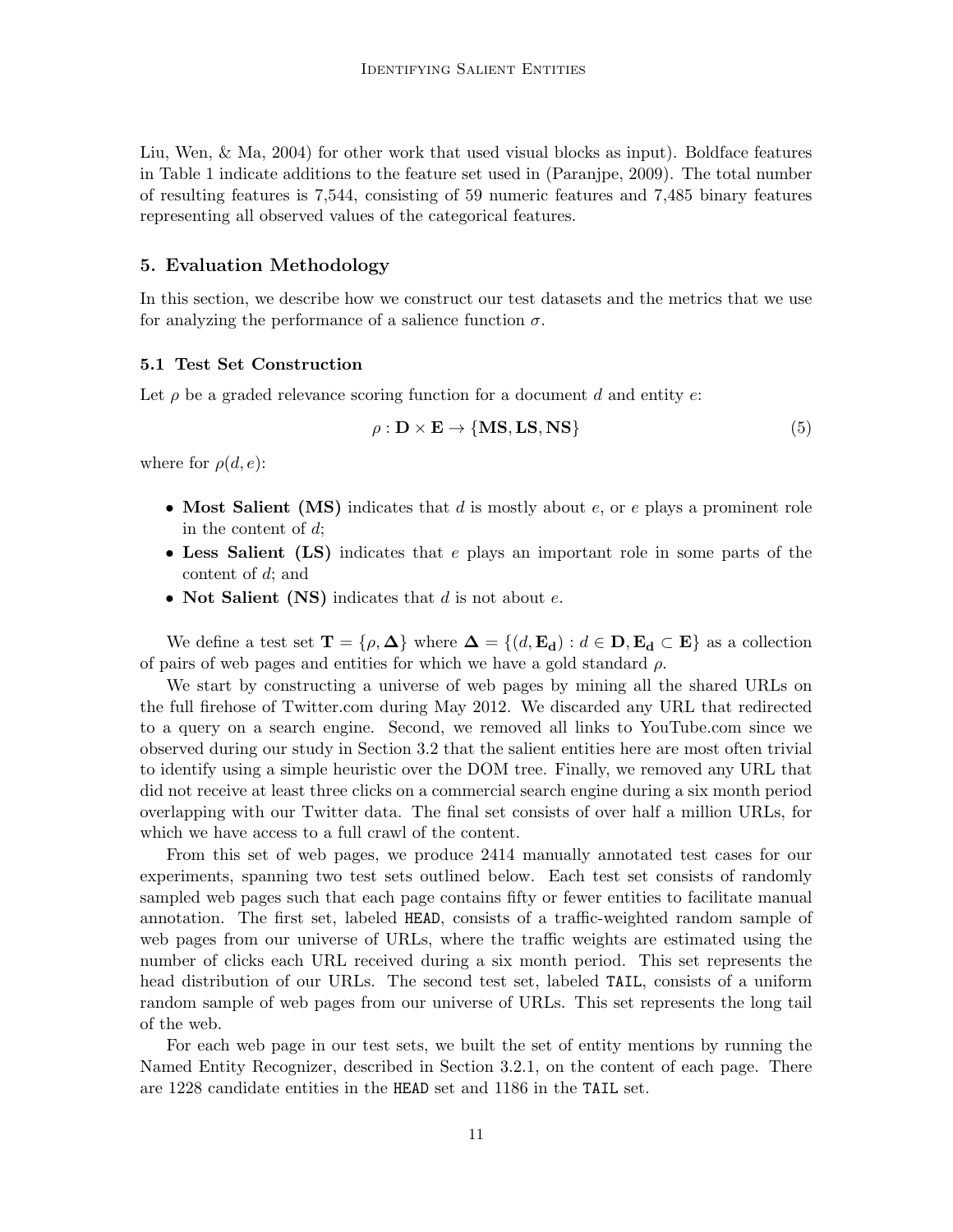Liu, Wen, & Ma, 2004) for other work that used visual blocks as input). Boldface features in Table 1 indicate additions to the feature set used in (Paranjpe, 2009). The total number of resulting features is 7,544, consisting of 59 numeric features and 7,485 binary features representing all observed values of the categorical features.

## 5. Evaluation Methodology

In this section, we describe how we construct our test datasets and the metrics that we use for analyzing the performance of a salience function $\sigma$.

### 5.1 Test Set Construction

Let $\rho$ be a graded relevance scoring function for a document $d$ and entity $e$:

$$\rho : \mathbf{D} \times \mathbf{E} \rightarrow \{\mathbf{MS}, \mathbf{LS}, \mathbf{NS}\} \tag{5}$$

where for $\rho(d, e)$:

- **Most Salient (MS)** indicates that $d$ is mostly about $e$, or $e$ plays a prominent role in the content of $d$;
- **Less Salient (LS)** indicates that $e$ plays an important role in some parts of the content of $d$; and
- **Not Salient (NS)** indicates that $d$ is not about $e$.

We define a test set $\mathbf{T} = \{\rho, \mathbf{\Delta}\}$ where $\mathbf{\Delta} = \{(d, \mathbf{E_d}) : d \in \mathbf{D}, \mathbf{E_d} \subset \mathbf{E}\}$ as a collection of pairs of web pages and entities for which we have a gold standard $\rho$.

We start by constructing a universe of web pages by mining all the shared URLs on the full firehose of Twitter.com during May 2012. We discarded any URL that redirected to a query on a search engine. Second, we removed all links to YouTube.com since we observed during our study in Section 3.2 that the salient entities here are most often trivial to identify using a simple heuristic over the DOM tree. Finally, we removed any URL that did not receive at least three clicks on a commercial search engine during a six month period overlapping with our Twitter data. The final set consists of over half a million URLs, for which we have access to a full crawl of the content.

From this set of web pages, we produce 2414 manually annotated test cases for our experiments, spanning two test sets outlined below. Each test set consists of randomly sampled web pages such that each page contains fifty or fewer entities to facilitate manual annotation. The first set, labeled `HEAD`, consists of a traffic-weighted random sample of web pages from our universe of URLs, where the traffic weights are estimated using the number of clicks each URL received during a six month period. This set represents the head distribution of our URLs. The second test set, labeled `TAIL`, consists of a uniform random sample of web pages from our universe of URLs. This set represents the long tail of the web.

For each web page in our test sets, we built the set of entity mentions by running the Named Entity Recognizer, described in Section 3.2.1, on the content of each page. There are 1228 candidate entities in the `HEAD` set and 1186 in the `TAIL` set.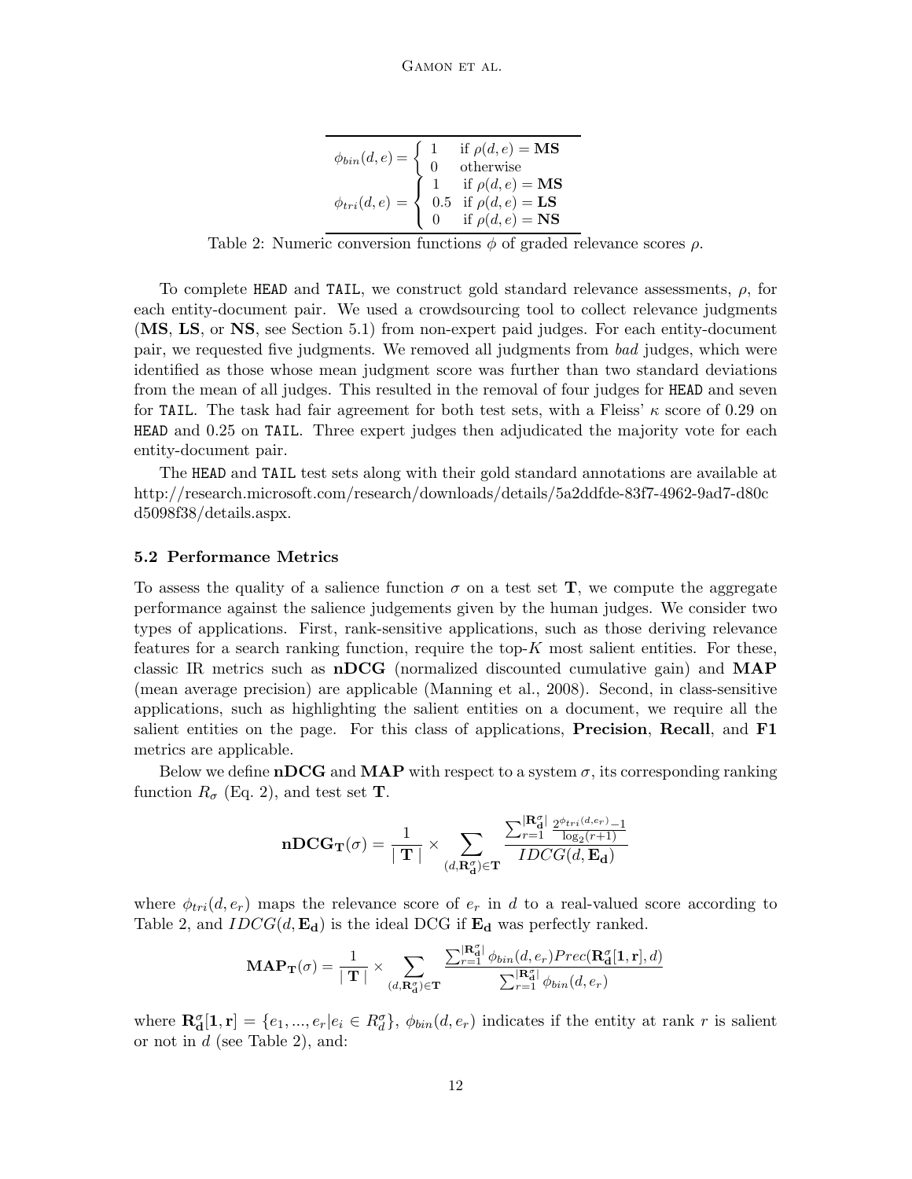| |
|---|
| $$\phi_{bin}(d,e) = \begin{cases} 1 & \text{if } \rho(d,e) = \textbf{MS} \\ 0 & \text{otherwise} \end{cases}$$ |
| $$\phi_{tri}(d,e) = \begin{cases} 1 & \text{if } \rho(d,e) = \textbf{MS} \\ 0.5 & \text{if } \rho(d,e) = \textbf{LS} \\ 0 & \text{if } \rho(d,e) = \textbf{NS} \end{cases}$$ |

Table 2: Numeric conversion functions $\phi$ of graded relevance scores $\rho$.

To complete HEAD and TAIL, we construct gold standard relevance assessments, $\rho$, for each entity-document pair. We used a crowdsourcing tool to collect relevance judgments (**MS**, **LS**, or **NS**, see Section 5.1) from non-expert paid judges. For each entity-document pair, we requested five judgments. We removed all judgments from *bad* judges, which were identified as those whose mean judgment score was further than two standard deviations from the mean of all judges. This resulted in the removal of four judges for HEAD and seven for TAIL. The task had fair agreement for both test sets, with a Fleiss' $\kappa$ score of 0.29 on HEAD and 0.25 on TAIL. Three expert judges then adjudicated the majority vote for each entity-document pair.

The HEAD and TAIL test sets along with their gold standard annotations are available at http://research.microsoft.com/research/downloads/details/5a2ddfde-83f7-4962-9ad7-d80cd5098f38/details.aspx.

### 5.2 Performance Metrics

To assess the quality of a salience function $\sigma$ on a test set $\mathbf{T}$, we compute the aggregate performance against the salience judgements given by the human judges. We consider two types of applications. First, rank-sensitive applications, such as those deriving relevance features for a search ranking function, require the top-$K$ most salient entities. For these, classic IR metrics such as **nDCG** (normalized discounted cumulative gain) and **MAP** (mean average precision) are applicable (Manning et al., 2008). Second, in class-sensitive applications, such as highlighting the salient entities on a document, we require all the salient entities on the page. For this class of applications, **Precision**, **Recall**, and **F1** metrics are applicable.

Below we define **nDCG** and **MAP** with respect to a system $\sigma$, its corresponding ranking function $R_\sigma$ (Eq. 2), and test set $\mathbf{T}$.

$$\mathbf{nDCG_T}(\sigma) = \frac{1}{\mid \mathbf{T} \mid} \times \sum_{(d,\mathbf{R}_\mathbf{d}^\sigma) \in \mathbf{T}} \frac{\sum_{r=1}^{|\mathbf{R}_\mathbf{d}^\sigma|} \frac{2^{\phi_{tri}(d,e_r)}-1}{\log_2(r+1)}}{IDCG(d, \mathbf{E_d})}$$

where $\phi_{tri}(d, e_r)$ maps the relevance score of $e_r$ in $d$ to a real-valued score according to Table 2, and $IDCG(d, \mathbf{E_d})$ is the ideal DCG if $\mathbf{E_d}$ was perfectly ranked.

$$\mathbf{MAP_T}(\sigma) = \frac{1}{\mid \mathbf{T} \mid} \times \sum_{(d,\mathbf{R}_\mathbf{d}^\sigma) \in \mathbf{T}} \frac{\sum_{r=1}^{|\mathbf{R}_\mathbf{d}^\sigma|} \phi_{bin}(d, e_r) Prec(\mathbf{R}_\mathbf{d}^\sigma[\mathbf{1}, \mathbf{r}], d)}{\sum_{r=1}^{|\mathbf{R}_\mathbf{d}^\sigma|} \phi_{bin}(d, e_r)}$$

where $\mathbf{R}_\mathbf{d}^\sigma[\mathbf{1}, \mathbf{r}] = \{e_1, ..., e_r | e_i \in R_d^\sigma\}$, $\phi_{bin}(d, e_r)$ indicates if the entity at rank $r$ is salient or not in $d$ (see Table 2), and: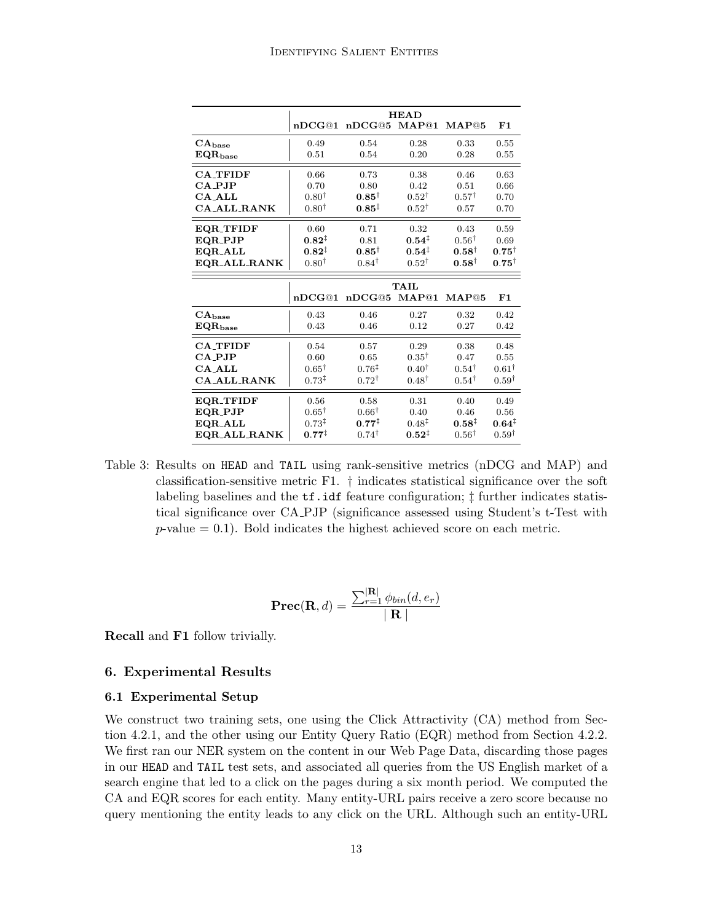| | HEAD | | | | |
|---|---|---|---|---|---|
| | **nDCG@1** | **nDCG@5** | **MAP@1** | **MAP@5** | **F1** |
| $\mathbf{CA_{base}}$ | 0.49 | 0.54 | 0.28 | 0.33 | 0.55 |
| $\mathbf{EQR_{base}}$ | 0.51 | 0.54 | 0.20 | 0.28 | 0.55 |
| **CA_TFIDF** | 0.66 | 0.73 | 0.38 | 0.46 | 0.63 |
| **CA_PJP** | 0.70 | 0.80 | 0.42 | 0.51 | 0.66 |
| **CA_ALL** | $0.80^{\dagger}$ | $\mathbf{0.85}^{\dagger}$ | $0.52^{\dagger}$ | $0.57^{\dagger}$ | 0.70 |
| **CA_ALL_RANK** | $0.80^{\dagger}$ | $\mathbf{0.85}^{\ddagger}$ | $0.52^{\dagger}$ | 0.57 | 0.70 |
| **EQR_TFIDF** | 0.60 | 0.71 | 0.32 | 0.43 | 0.59 |
| **EQR_PJP** | $\mathbf{0.82}^{\ddagger}$ | 0.81 | $\mathbf{0.54}^{\ddagger}$ | $0.56^{\dagger}$ | 0.69 |
| **EQR_ALL** | $\mathbf{0.82}^{\ddagger}$ | $\mathbf{0.85}^{\dagger}$ | $\mathbf{0.54}^{\ddagger}$ | $\mathbf{0.58}^{\dagger}$ | $\mathbf{0.75}^{\dagger}$ |
| **EQR_ALL_RANK** | $0.80^{\dagger}$ | $0.84^{\dagger}$ | $0.52^{\dagger}$ | $\mathbf{0.58}^{\dagger}$ | $\mathbf{0.75}^{\dagger}$ |

| | TAIL | | | | |
|---|---|---|---|---|---|
| | **nDCG@1** | **nDCG@5** | **MAP@1** | **MAP@5** | **F1** |
| $\mathbf{CA_{base}}$ | 0.43 | 0.46 | 0.27 | 0.32 | 0.42 |
| $\mathbf{EQR_{base}}$ | 0.43 | 0.46 | 0.12 | 0.27 | 0.42 |
| **CA_TFIDF** | 0.54 | 0.57 | 0.29 | 0.38 | 0.48 |
| **CA_PJP** | 0.60 | 0.65 | $0.35^{\dagger}$ | 0.47 | 0.55 |
| **CA_ALL** | $0.65^{\dagger}$ | $0.76^{\ddagger}$ | $0.40^{\dagger}$ | $0.54^{\dagger}$ | $0.61^{\dagger}$ |
| **CA_ALL_RANK** | $0.73^{\ddagger}$ | $0.72^{\dagger}$ | $0.48^{\dagger}$ | $0.54^{\dagger}$ | $0.59^{\dagger}$ |
| **EQR_TFIDF** | 0.56 | 0.58 | 0.31 | 0.40 | 0.49 |
| **EQR_PJP** | $0.65^{\dagger}$ | $0.66^{\dagger}$ | 0.40 | 0.46 | 0.56 |
| **EQR_ALL** | $0.73^{\ddagger}$ | $\mathbf{0.77}^{\ddagger}$ | $0.48^{\ddagger}$ | $\mathbf{0.58}^{\ddagger}$ | $\mathbf{0.64}^{\ddagger}$ |
| **EQR_ALL_RANK** | $\mathbf{0.77}^{\ddagger}$ | $0.74^{\dagger}$ | $\mathbf{0.52}^{\ddagger}$ | $0.56^{\dagger}$ | $0.59^{\dagger}$ |

Table 3: Results on HEAD and TAIL using rank-sensitive metrics (nDCG and MAP) and classification-sensitive metric F1. † indicates statistical significance over the soft labeling baselines and the tf.idf feature configuration; ‡ further indicates statistical significance over CA_PJP (significance assessed using Student's t-Test with $p$-value = 0.1). Bold indicates the highest achieved score on each metric.

$$\mathbf{Prec}(\mathbf{R}, d) = \frac{\sum_{r=1}^{|\mathbf{R}|} \phi_{bin}(d, e_r)}{|\mathbf{R}|}$$

**Recall** and **F1** follow trivially.

## 6. Experimental Results

### 6.1 Experimental Setup

We construct two training sets, one using the Click Attractivity (CA) method from Section 4.2.1, and the other using our Entity Query Ratio (EQR) method from Section 4.2.2. We first ran our NER system on the content in our Web Page Data, discarding those pages in our HEAD and TAIL test sets, and associated all queries from the US English market of a search engine that led to a click on the pages during a six month period. We computed the CA and EQR scores for each entity. Many entity-URL pairs receive a zero score because no query mentioning the entity leads to any click on the URL. Although such an entity-URL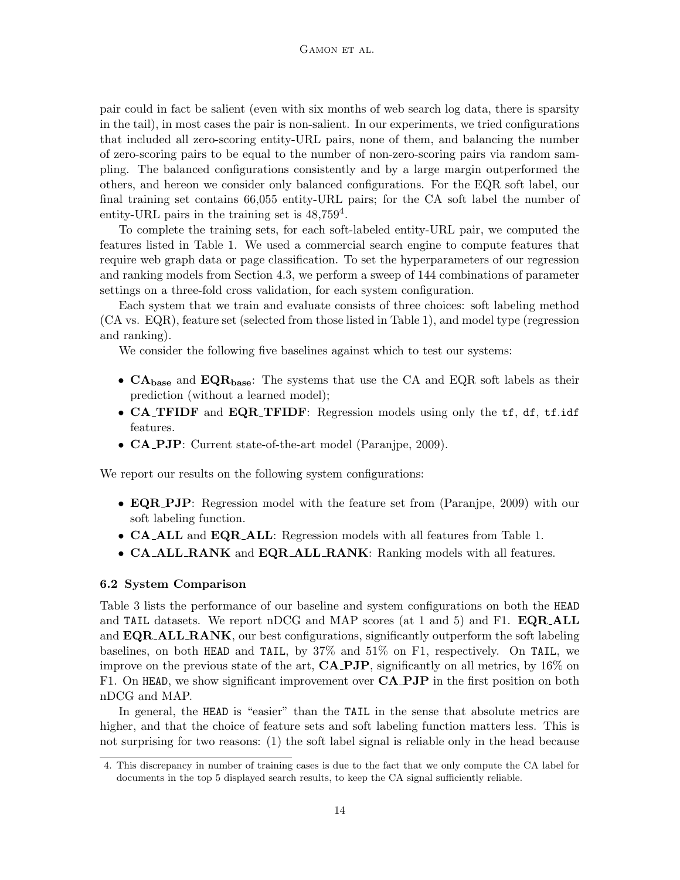pair could in fact be salient (even with six months of web search log data, there is sparsity in the tail), in most cases the pair is non-salient. In our experiments, we tried configurations that included all zero-scoring entity-URL pairs, none of them, and balancing the number of zero-scoring pairs to be equal to the number of non-zero-scoring pairs via random sampling. The balanced configurations consistently and by a large margin outperformed the others, and hereon we consider only balanced configurations. For the EQR soft label, our final training set contains 66,055 entity-URL pairs; for the CA soft label the number of entity-URL pairs in the training set is 48,759[4].

To complete the training sets, for each soft-labeled entity-URL pair, we computed the features listed in Table 1. We used a commercial search engine to compute features that require web graph data or page classification. To set the hyperparameters of our regression and ranking models from Section 4.3, we perform a sweep of 144 combinations of parameter settings on a three-fold cross validation, for each system configuration.

Each system that we train and evaluate consists of three choices: soft labeling method (CA vs. EQR), feature set (selected from those listed in Table 1), and model type (regression and ranking).

We consider the following five baselines against which to test our systems:

- **CA$_{\mathbf{base}}$** and **EQR$_{\mathbf{base}}$**: The systems that use the CA and EQR soft labels as their prediction (without a learned model);
- **CA_TFIDF** and **EQR_TFIDF**: Regression models using only the `tf`, `df`, `tf.idf` features.
- **CA_PJP**: Current state-of-the-art model (Paranjpe, 2009).

We report our results on the following system configurations:

- **EQR_PJP**: Regression model with the feature set from (Paranjpe, 2009) with our soft labeling function.
- **CA_ALL** and **EQR_ALL**: Regression models with all features from Table 1.
- **CA_ALL_RANK** and **EQR_ALL_RANK**: Ranking models with all features.

### 6.2 System Comparison

Table 3 lists the performance of our baseline and system configurations on both the `HEAD` and `TAIL` datasets. We report nDCG and MAP scores (at 1 and 5) and F1. **EQR_ALL** and **EQR_ALL_RANK**, our best configurations, significantly outperform the soft labeling baselines, on both `HEAD` and `TAIL`, by 37% and 51% on F1, respectively. On `TAIL`, we improve on the previous state of the art, **CA_PJP**, significantly on all metrics, by 16% on F1. On `HEAD`, we show significant improvement over **CA_PJP** in the first position on both nDCG and MAP.

In general, the `HEAD` is "easier" than the `TAIL` in the sense that absolute metrics are higher, and that the choice of feature sets and soft labeling function matters less. This is not surprising for two reasons: (1) the soft label signal is reliable only in the head because

4. This discrepancy in number of training cases is due to the fact that we only compute the CA label for documents in the top 5 displayed search results, to keep the CA signal sufficiently reliable.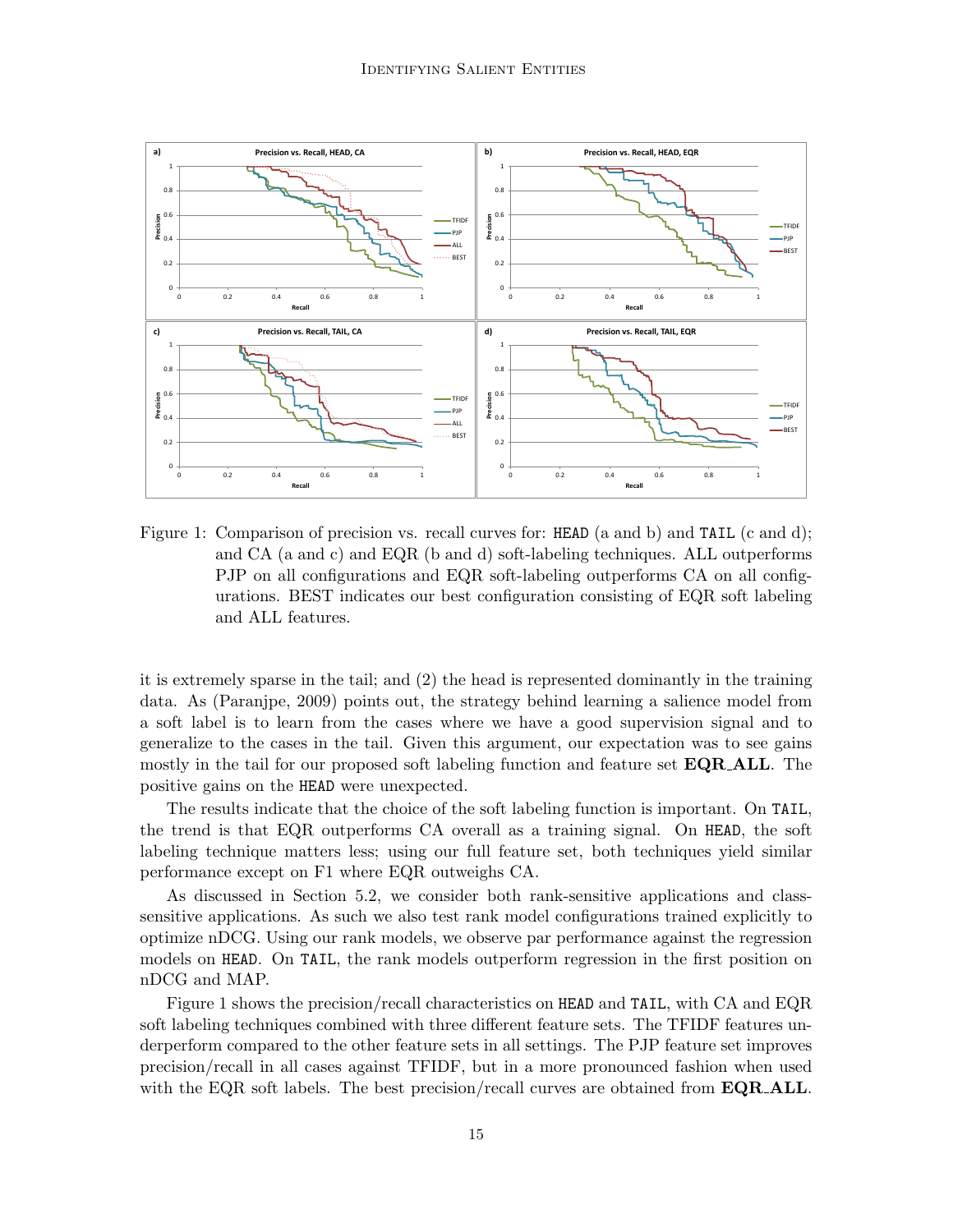Figure 1: Comparison of precision vs. recall curves for: HEAD (a and b) and TAIL (c and d); and CA (a and c) and EQR (b and d) soft-labeling techniques. ALL outperforms PJP on all configurations and EQR soft-labeling outperforms CA on all configurations. BEST indicates our best configuration consisting of EQR soft labeling and ALL features.

it is extremely sparse in the tail; and (2) the head is represented dominantly in the training data. As (Paranjpe, 2009) points out, the strategy behind learning a salience model from a soft label is to learn from the cases where we have a good supervision signal and to generalize to the cases in the tail. Given this argument, our expectation was to see gains mostly in the tail for our proposed soft labeling function and feature set **EQR_ALL**. The positive gains on the HEAD were unexpected.

The results indicate that the choice of the soft labeling function is important. On TAIL, the trend is that EQR outperforms CA overall as a training signal. On HEAD, the soft labeling technique matters less; using our full feature set, both techniques yield similar performance except on F1 where EQR outweighs CA.

As discussed in Section 5.2, we consider both rank-sensitive applications and class-sensitive applications. As such we also test rank model configurations trained explicitly to optimize nDCG. Using our rank models, we observe par performance against the regression models on HEAD. On TAIL, the rank models outperform regression in the first position on nDCG and MAP.

Figure 1 shows the precision/recall characteristics on HEAD and TAIL, with CA and EQR soft labeling techniques combined with three different feature sets. The TFIDF features underperform compared to the other feature sets in all settings. The PJP feature set improves precision/recall in all cases against TFIDF, but in a more pronounced fashion when used with the EQR soft labels. The best precision/recall curves are obtained from **EQR_ALL**.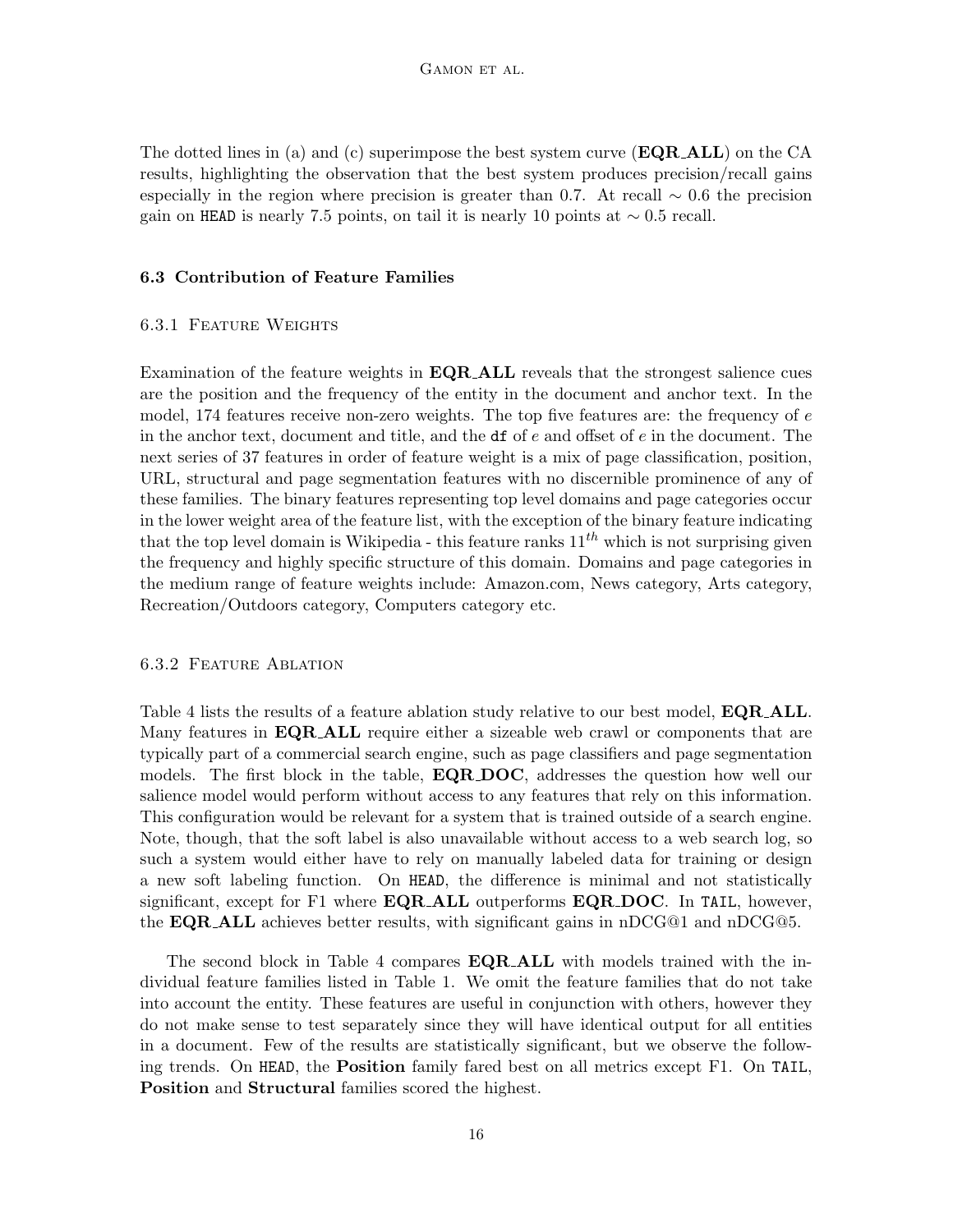The dotted lines in (a) and (c) superimpose the best system curve (**EQR_ALL**) on the CA results, highlighting the observation that the best system produces precision/recall gains especially in the region where precision is greater than 0.7. At recall $\sim 0.6$ the precision gain on `HEAD` is nearly 7.5 points, on tail it is nearly 10 points at $\sim 0.5$ recall.

### 6.3 Contribution of Feature Families

#### 6.3.1 Feature Weights

Examination of the feature weights in **EQR_ALL** reveals that the strongest salience cues are the position and the frequency of the entity in the document and anchor text. In the model, 174 features receive non-zero weights. The top five features are: the frequency of $e$ in the anchor text, document and title, and the `df` of $e$ and offset of $e$ in the document. The next series of 37 features in order of feature weight is a mix of page classification, position, URL, structural and page segmentation features with no discernible prominence of any of these families. The binary features representing top level domains and page categories occur in the lower weight area of the feature list, with the exception of the binary feature indicating that the top level domain is Wikipedia - this feature ranks $11^{th}$ which is not surprising given the frequency and highly specific structure of this domain. Domains and page categories in the medium range of feature weights include: Amazon.com, News category, Arts category, Recreation/Outdoors category, Computers category etc.

#### 6.3.2 Feature Ablation

Table 4 lists the results of a feature ablation study relative to our best model, **EQR_ALL**. Many features in **EQR_ALL** require either a sizeable web crawl or components that are typically part of a commercial search engine, such as page classifiers and page segmentation models. The first block in the table, **EQR_DOC**, addresses the question how well our salience model would perform without access to any features that rely on this information. This configuration would be relevant for a system that is trained outside of a search engine. Note, though, that the soft label is also unavailable without access to a web search log, so such a system would either have to rely on manually labeled data for training or design a new soft labeling function. On `HEAD`, the difference is minimal and not statistically significant, except for F1 where **EQR_ALL** outperforms **EQR_DOC**. In `TAIL`, however, the **EQR_ALL** achieves better results, with significant gains in nDCG@1 and nDCG@5.

The second block in Table 4 compares **EQR_ALL** with models trained with the individual feature families listed in Table 1. We omit the feature families that do not take into account the entity. These features are useful in conjunction with others, however they do not make sense to test separately since they will have identical output for all entities in a document. Few of the results are statistically significant, but we observe the following trends. On `HEAD`, the **Position** family fared best on all metrics except F1. On `TAIL`, **Position** and **Structural** families scored the highest.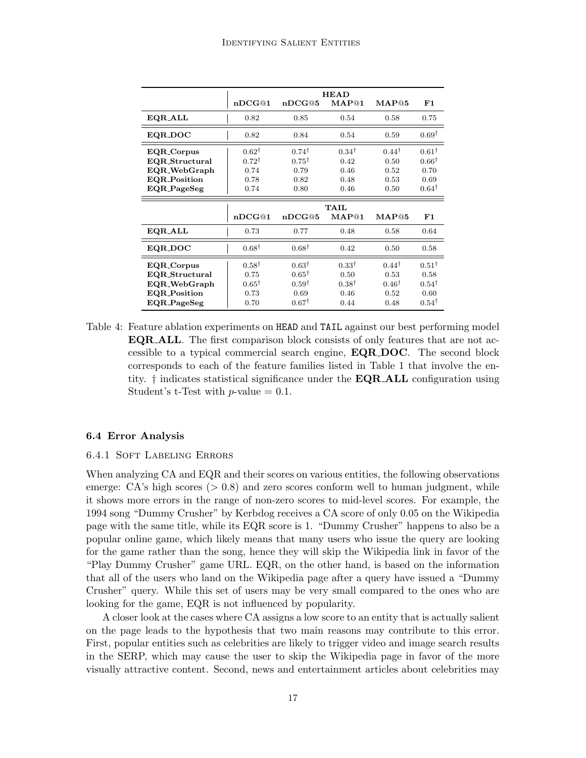| | HEAD | | | | |
|---|---|---|---|---|---|
| | nDCG@1 | nDCG@5 | MAP@1 | MAP@5 | F1 |
| **EQR_ALL** | 0.82 | 0.85 | 0.54 | 0.58 | 0.75 |
| **EQR_DOC** | 0.82 | 0.84 | 0.54 | 0.59 | $0.69^{\dagger}$ |
| **EQR_Corpus** | $0.62^{\dagger}$ | $0.74^{\dagger}$ | $0.34^{\dagger}$ | $0.44^{\dagger}$ | $0.61^{\dagger}$ |
| **EQR_Structural** | $0.72^{\dagger}$ | $0.75^{\dagger}$ | 0.42 | 0.50 | $0.66^{\dagger}$ |
| **EQR_WebGraph** | 0.74 | 0.79 | 0.46 | 0.52 | 0.70 |
| **EQR_Position** | 0.78 | 0.82 | 0.48 | 0.53 | 0.69 |
| **EQR_PageSeg** | 0.74 | 0.80 | 0.46 | 0.50 | $0.64^{\dagger}$ |
| | **TAIL** | | | | |
| | nDCG@1 | nDCG@5 | MAP@1 | MAP@5 | F1 |
| **EQR_ALL** | 0.73 | 0.77 | 0.48 | 0.58 | 0.64 |
| **EQR_DOC** | $0.68^{\dagger}$ | $0.68^{\dagger}$ | 0.42 | 0.50 | 0.58 |
| **EQR_Corpus** | $0.58^{\dagger}$ | $0.63^{\dagger}$ | $0.33^{\dagger}$ | $0.44^{\dagger}$ | $0.51^{\dagger}$ |
| **EQR_Structural** | 0.75 | $0.65^{\dagger}$ | 0.50 | 0.53 | 0.58 |
| **EQR_WebGraph** | $0.65^{\dagger}$ | $0.59^{\dagger}$ | $0.38^{\dagger}$ | $0.46^{\dagger}$ | $0.54^{\dagger}$ |
| **EQR_Position** | 0.73 | 0.69 | 0.46 | 0.52 | 0.60 |
| **EQR_PageSeg** | 0.70 | $0.67^{\dagger}$ | 0.44 | 0.48 | $0.54^{\dagger}$ |

Table 4: Feature ablation experiments on HEAD and TAIL against our best performing model **EQR_ALL**. The first comparison block consists of only features that are not accessible to a typical commercial search engine, **EQR_DOC**. The second block corresponds to each of the feature families listed in Table 1 that involve the entity. † indicates statistical significance under the **EQR_ALL** configuration using Student's t-Test with $p$-value = 0.1.

### 6.4 Error Analysis

#### 6.4.1 Soft Labeling Errors

When analyzing CA and EQR and their scores on various entities, the following observations emerge: CA's high scores ($> 0.8$) and zero scores conform well to human judgment, while it shows more errors in the range of non-zero scores to mid-level scores. For example, the 1994 song "Dummy Crusher" by Kerbdog receives a CA score of only 0.05 on the Wikipedia page with the same title, while its EQR score is 1. "Dummy Crusher" happens to also be a popular online game, which likely means that many users who issue the query are looking for the game rather than the song, hence they will skip the Wikipedia link in favor of the "Play Dummy Crusher" game URL. EQR, on the other hand, is based on the information that all of the users who land on the Wikipedia page after a query have issued a "Dummy Crusher" query. While this set of users may be very small compared to the ones who are looking for the game, EQR is not influenced by popularity.

A closer look at the cases where CA assigns a low score to an entity that is actually salient on the page leads to the hypothesis that two main reasons may contribute to this error. First, popular entities such as celebrities are likely to trigger video and image search results in the SERP, which may cause the user to skip the Wikipedia page in favor of the more visually attractive content. Second, news and entertainment articles about celebrities may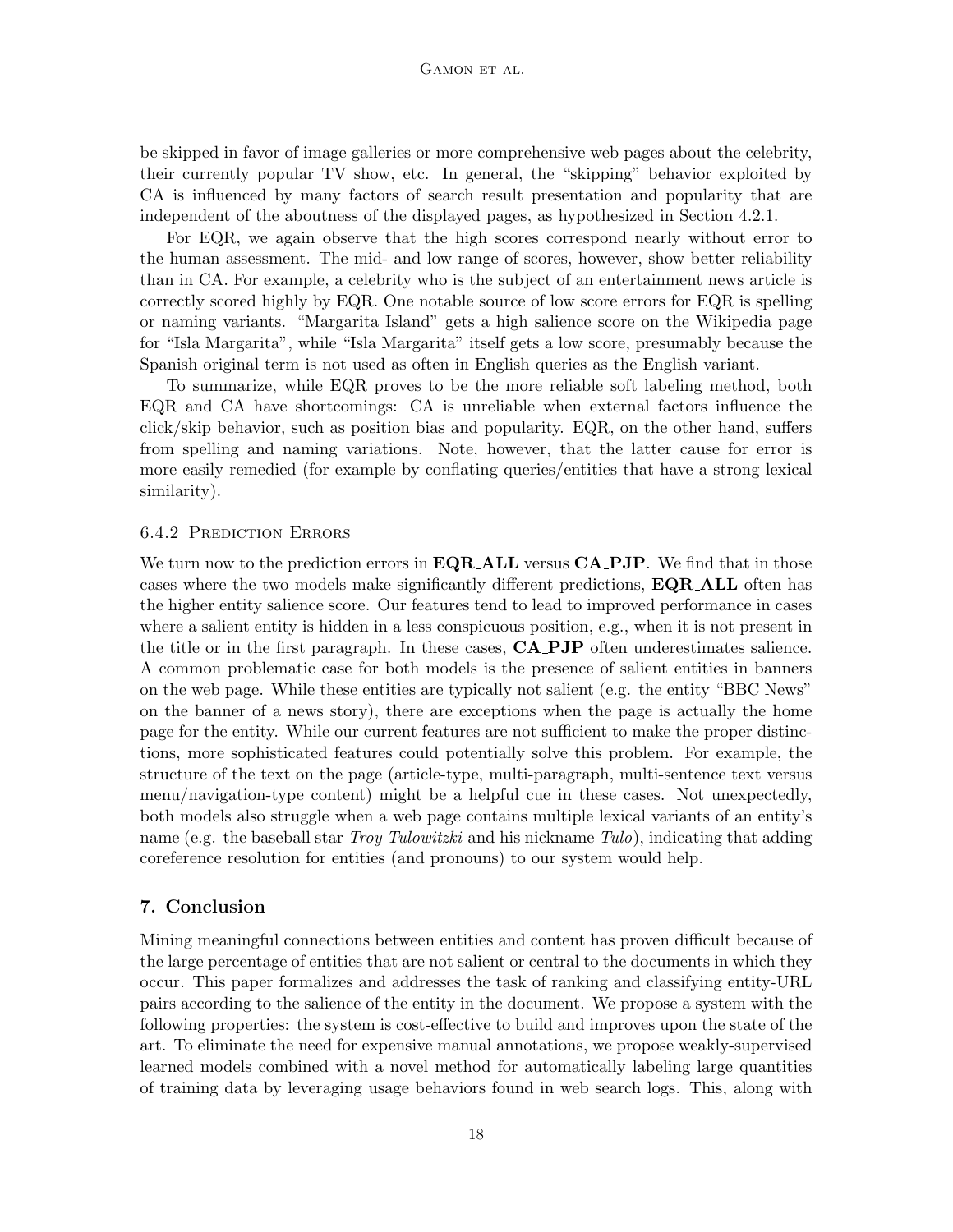be skipped in favor of image galleries or more comprehensive web pages about the celebrity, their currently popular TV show, etc. In general, the "skipping" behavior exploited by CA is influenced by many factors of search result presentation and popularity that are independent of the aboutness of the displayed pages, as hypothesized in Section 4.2.1.

For EQR, we again observe that the high scores correspond nearly without error to the human assessment. The mid- and low range of scores, however, show better reliability than in CA. For example, a celebrity who is the subject of an entertainment news article is correctly scored highly by EQR. One notable source of low score errors for EQR is spelling or naming variants. "Margarita Island" gets a high salience score on the Wikipedia page for "Isla Margarita", while "Isla Margarita" itself gets a low score, presumably because the Spanish original term is not used as often in English queries as the English variant.

To summarize, while EQR proves to be the more reliable soft labeling method, both EQR and CA have shortcomings: CA is unreliable when external factors influence the click/skip behavior, such as position bias and popularity. EQR, on the other hand, suffers from spelling and naming variations. Note, however, that the latter cause for error is more easily remedied (for example by conflating queries/entities that have a strong lexical similarity).

#### 6.4.2 Prediction Errors

We turn now to the prediction errors in **EQR_ALL** versus **CA_PJP**. We find that in those cases where the two models make significantly different predictions, **EQR_ALL** often has the higher entity salience score. Our features tend to lead to improved performance in cases where a salient entity is hidden in a less conspicuous position, e.g., when it is not present in the title or in the first paragraph. In these cases, **CA_PJP** often underestimates salience. A common problematic case for both models is the presence of salient entities in banners on the web page. While these entities are typically not salient (e.g. the entity "BBC News" on the banner of a news story), there are exceptions when the page is actually the home page for the entity. While our current features are not sufficient to make the proper distinctions, more sophisticated features could potentially solve this problem. For example, the structure of the text on the page (article-type, multi-paragraph, multi-sentence text versus menu/navigation-type content) might be a helpful cue in these cases. Not unexpectedly, both models also struggle when a web page contains multiple lexical variants of an entity's name (e.g. the baseball star *Troy Tulowitzki* and his nickname *Tulo*), indicating that adding coreference resolution for entities (and pronouns) to our system would help.

## 7. Conclusion

Mining meaningful connections between entities and content has proven difficult because of the large percentage of entities that are not salient or central to the documents in which they occur. This paper formalizes and addresses the task of ranking and classifying entity-URL pairs according to the salience of the entity in the document. We propose a system with the following properties: the system is cost-effective to build and improves upon the state of the art. To eliminate the need for expensive manual annotations, we propose weakly-supervised learned models combined with a novel method for automatically labeling large quantities of training data by leveraging usage behaviors found in web search logs. This, along with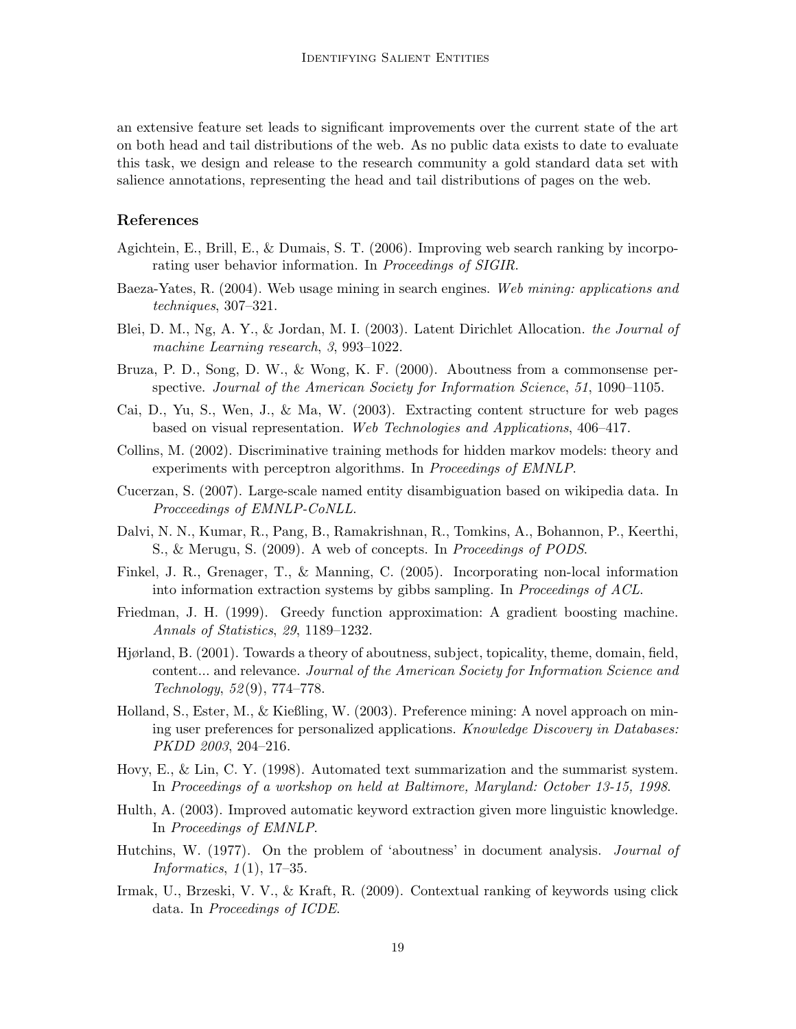an extensive feature set leads to significant improvements over the current state of the art on both head and tail distributions of the web. As no public data exists to date to evaluate this task, we design and release to the research community a gold standard data set with salience annotations, representing the head and tail distributions of pages on the web.

## References

Agichtein, E., Brill, E., & Dumais, S. T. (2006). Improving web search ranking by incorporating user behavior information. In *Proceedings of SIGIR*.

Baeza-Yates, R. (2004). Web usage mining in search engines. *Web mining: applications and techniques*, 307–321.

Blei, D. M., Ng, A. Y., & Jordan, M. I. (2003). Latent Dirichlet Allocation. *the Journal of machine Learning research*, *3*, 993–1022.

Bruza, P. D., Song, D. W., & Wong, K. F. (2000). Aboutness from a commonsense perspective. *Journal of the American Society for Information Science*, *51*, 1090–1105.

Cai, D., Yu, S., Wen, J., & Ma, W. (2003). Extracting content structure for web pages based on visual representation. *Web Technologies and Applications*, 406–417.

Collins, M. (2002). Discriminative training methods for hidden markov models: theory and experiments with perceptron algorithms. In *Proceedings of EMNLP*.

Cucerzan, S. (2007). Large-scale named entity disambiguation based on wikipedia data. In *Procceedings of EMNLP-CoNLL*.

Dalvi, N. N., Kumar, R., Pang, B., Ramakrishnan, R., Tomkins, A., Bohannon, P., Keerthi, S., & Merugu, S. (2009). A web of concepts. In *Proceedings of PODS*.

Finkel, J. R., Grenager, T., & Manning, C. (2005). Incorporating non-local information into information extraction systems by gibbs sampling. In *Proceedings of ACL*.

Friedman, J. H. (1999). Greedy function approximation: A gradient boosting machine. *Annals of Statistics*, *29*, 1189–1232.

Hjørland, B. (2001). Towards a theory of aboutness, subject, topicality, theme, domain, field, content... and relevance. *Journal of the American Society for Information Science and Technology*, *52*(9), 774–778.

Holland, S., Ester, M., & Kießling, W. (2003). Preference mining: A novel approach on mining user preferences for personalized applications. *Knowledge Discovery in Databases: PKDD 2003*, 204–216.

Hovy, E., & Lin, C. Y. (1998). Automated text summarization and the summarist system. In *Proceedings of a workshop on held at Baltimore, Maryland: October 13-15, 1998*.

Hulth, A. (2003). Improved automatic keyword extraction given more linguistic knowledge. In *Proceedings of EMNLP*.

Hutchins, W. (1977). On the problem of 'aboutness' in document analysis. *Journal of Informatics*, *1*(1), 17–35.

Irmak, U., Brzeski, V. V., & Kraft, R. (2009). Contextual ranking of keywords using click data. In *Proceedings of ICDE*.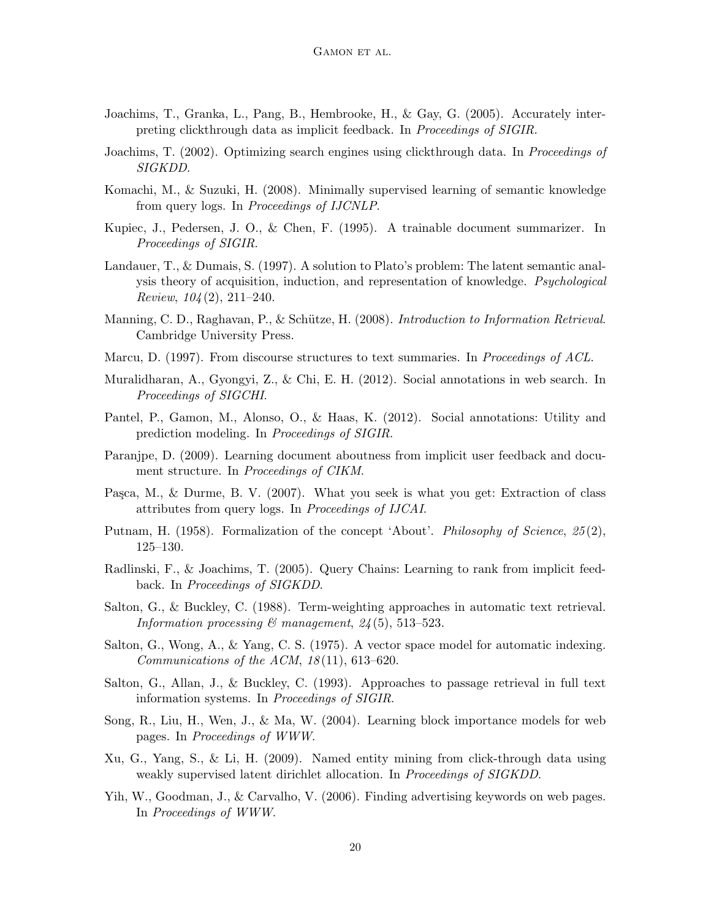Joachims, T., Granka, L., Pang, B., Hembrooke, H., & Gay, G. (2005). Accurately interpreting clickthrough data as implicit feedback. In *Proceedings of SIGIR*.

Joachims, T. (2002). Optimizing search engines using clickthrough data. In *Proceedings of SIGKDD*.

Komachi, M., & Suzuki, H. (2008). Minimally supervised learning of semantic knowledge from query logs. In *Proceedings of IJCNLP*.

Kupiec, J., Pedersen, J. O., & Chen, F. (1995). A trainable document summarizer. In *Proceedings of SIGIR*.

Landauer, T., & Dumais, S. (1997). A solution to Plato's problem: The latent semantic analysis theory of acquisition, induction, and representation of knowledge. *Psychological Review*, *104*(2), 211–240.

Manning, C. D., Raghavan, P., & Schütze, H. (2008). *Introduction to Information Retrieval*. Cambridge University Press.

Marcu, D. (1997). From discourse structures to text summaries. In *Proceedings of ACL*.

Muralidharan, A., Gyongyi, Z., & Chi, E. H. (2012). Social annotations in web search. In *Proceedings of SIGCHI*.

Pantel, P., Gamon, M., Alonso, O., & Haas, K. (2012). Social annotations: Utility and prediction modeling. In *Proceedings of SIGIR*.

Paranjpe, D. (2009). Learning document aboutness from implicit user feedback and document structure. In *Proceedings of CIKM*.

Paşca, M., & Durme, B. V. (2007). What you seek is what you get: Extraction of class attributes from query logs. In *Proceedings of IJCAI*.

Putnam, H. (1958). Formalization of the concept 'About'. *Philosophy of Science*, *25*(2), 125–130.

Radlinski, F., & Joachims, T. (2005). Query Chains: Learning to rank from implicit feedback. In *Proceedings of SIGKDD*.

Salton, G., & Buckley, C. (1988). Term-weighting approaches in automatic text retrieval. *Information processing & management*, *24*(5), 513–523.

Salton, G., Wong, A., & Yang, C. S. (1975). A vector space model for automatic indexing. *Communications of the ACM*, *18*(11), 613–620.

Salton, G., Allan, J., & Buckley, C. (1993). Approaches to passage retrieval in full text information systems. In *Proceedings of SIGIR*.

Song, R., Liu, H., Wen, J., & Ma, W. (2004). Learning block importance models for web pages. In *Proceedings of WWW*.

Xu, G., Yang, S., & Li, H. (2009). Named entity mining from click-through data using weakly supervised latent dirichlet allocation. In *Proceedings of SIGKDD*.

Yih, W., Goodman, J., & Carvalho, V. (2006). Finding advertising keywords on web pages. In *Proceedings of WWW*.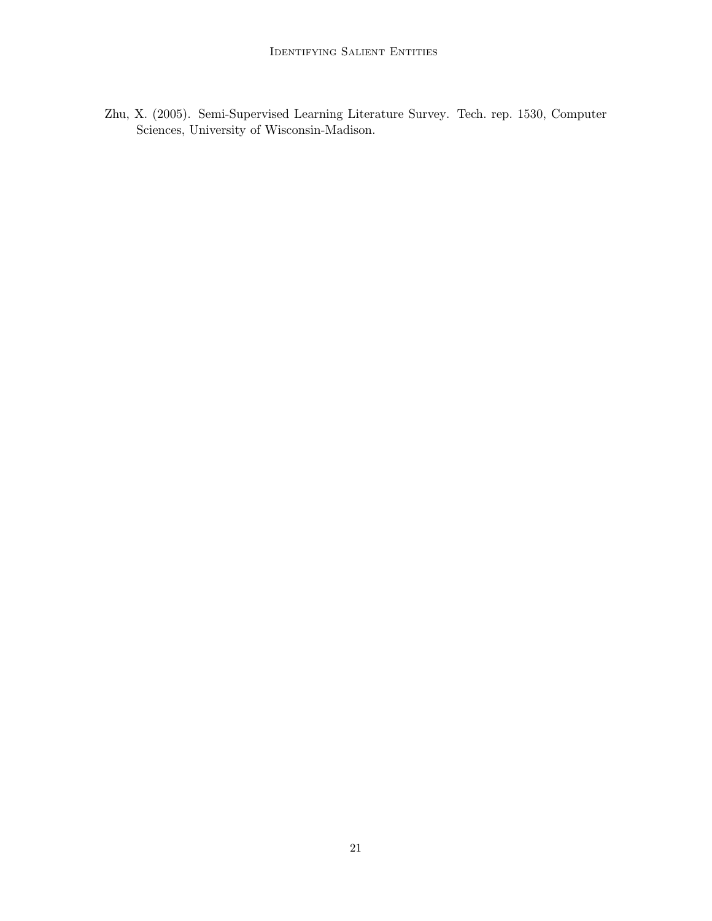Zhu, X. (2005). Semi-Supervised Learning Literature Survey. Tech. rep. 1530, Computer Sciences, University of Wisconsin-Madison.